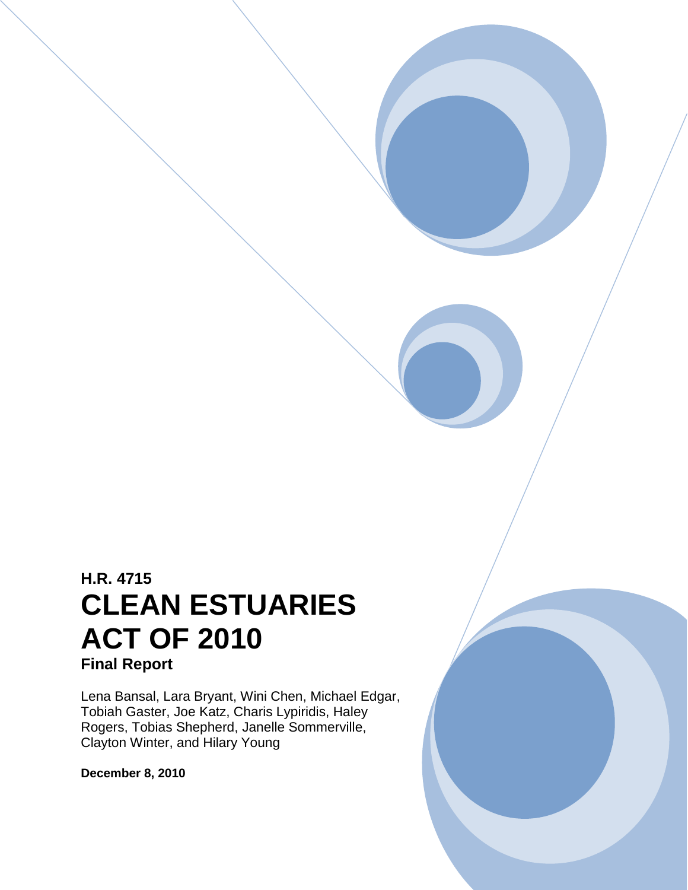**H.R. 4715**

# CLEAN ESTUARIES ACT OF 2010

**Final Report**

Lena Bansal, Lara Bryant, Wini Chen, Michael Edgar, Tobiah Gaster, Joe Katz, Charis Lypiridis, Haley Rogers, Tobias Shepherd, Janelle Sommerville, Clayton Winter, and Hilary Young

**December 8, 2010**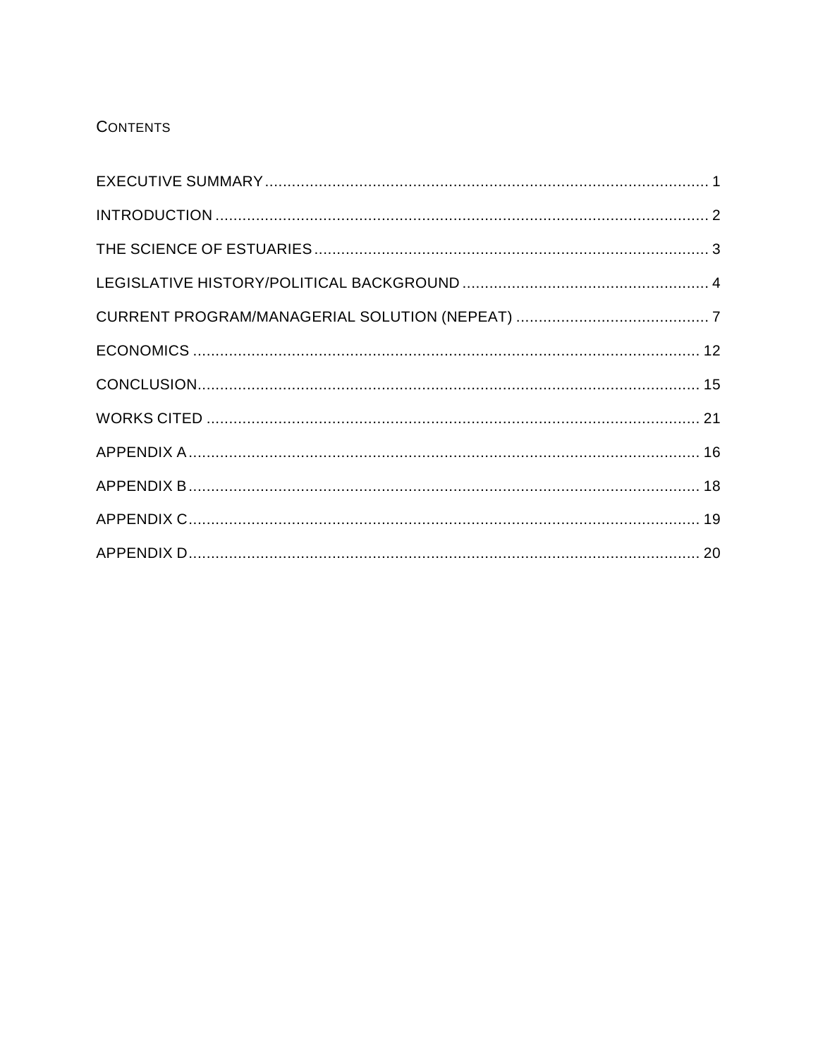## CONTENTS

EXECUTIVE SUMMARY ........................................................................................................ 1

INTRODUCTION ................................................................................................................ 2

THE SCIENCE OF ESTUARIES ........................................................................................... 3

LEGISLATIVE HISTORY/POLITICAL BACKGROUND ............................................................ 4

CURRENT PROGRAM/MANAGERIAL SOLUTION (NEPEAT) ................................................ 7

ECONOMICS .................................................................................................................... 12

CONCLUSION ................................................................................................................... 15

WORKS CITED ................................................................................................................. 21

APPENDIX A ..................................................................................................................... 16

APPENDIX B ..................................................................................................................... 18

APPENDIX C ..................................................................................................................... 19

APPENDIX D ..................................................................................................................... 20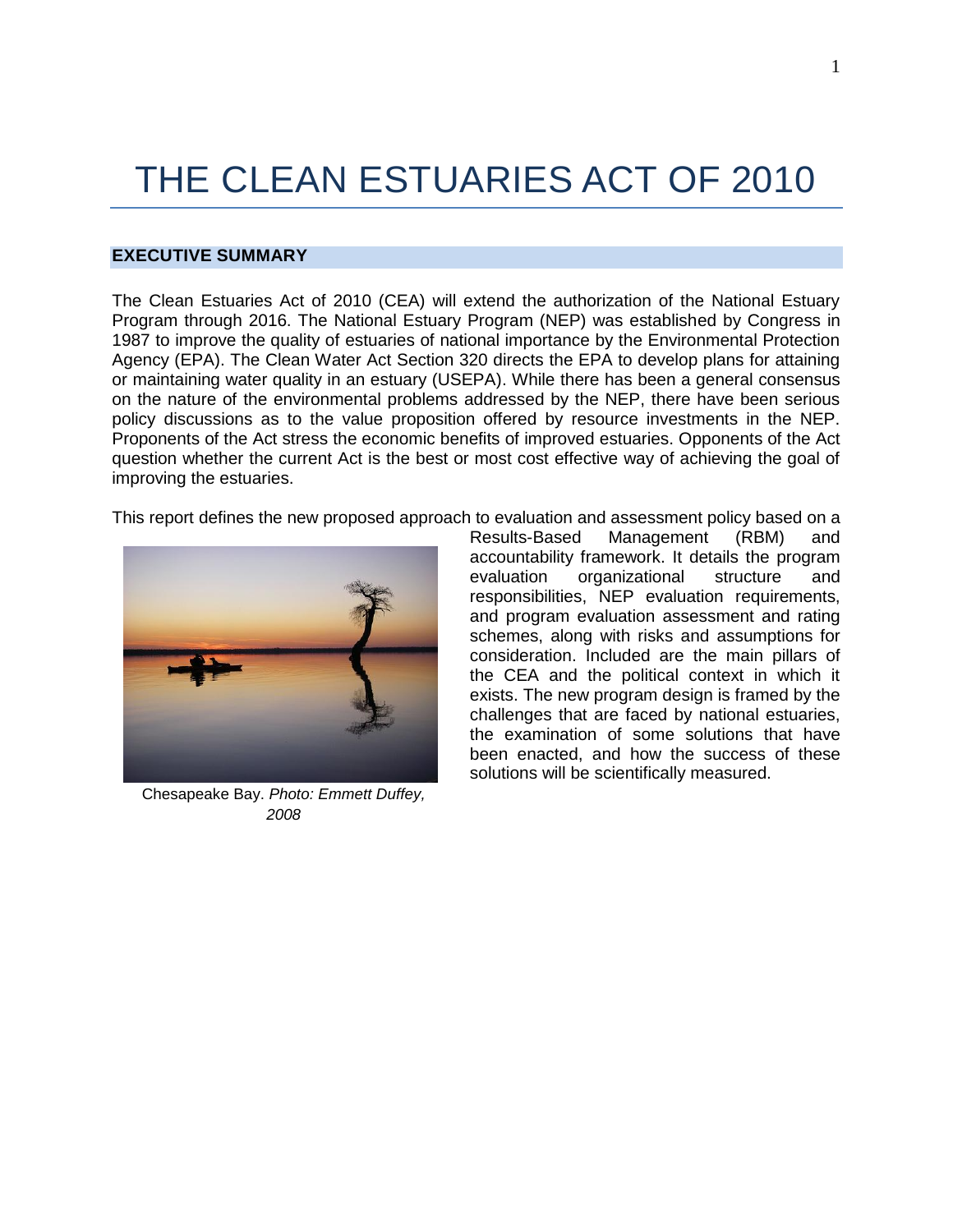# THE CLEAN ESTUARIES ACT OF 2010

## EXECUTIVE SUMMARY

The Clean Estuaries Act of 2010 (CEA) will extend the authorization of the National Estuary Program through 2016. The National Estuary Program (NEP) was established by Congress in 1987 to improve the quality of estuaries of national importance by the Environmental Protection Agency (EPA). The Clean Water Act Section 320 directs the EPA to develop plans for attaining or maintaining water quality in an estuary (USEPA). While there has been a general consensus on the nature of the environmental problems addressed by the NEP, there have been serious policy discussions as to the value proposition offered by resource investments in the NEP. Proponents of the Act stress the economic benefits of improved estuaries. Opponents of the Act question whether the current Act is the best or most cost effective way of achieving the goal of improving the estuaries.

This report defines the new proposed approach to evaluation and assessment policy based on a Results-Based Management (RBM) and accountability framework. It details the program evaluation organizational structure and responsibilities, NEP evaluation requirements, and program evaluation assessment and rating schemes, along with risks and assumptions for consideration. Included are the main pillars of the CEA and the political context in which it exists. The new program design is framed by the challenges that are faced by national estuaries, the examination of some solutions that have been enacted, and how the success of these solutions will be scientifically measured.

Chesapeake Bay. *Photo: Emmett Duffey, 2008*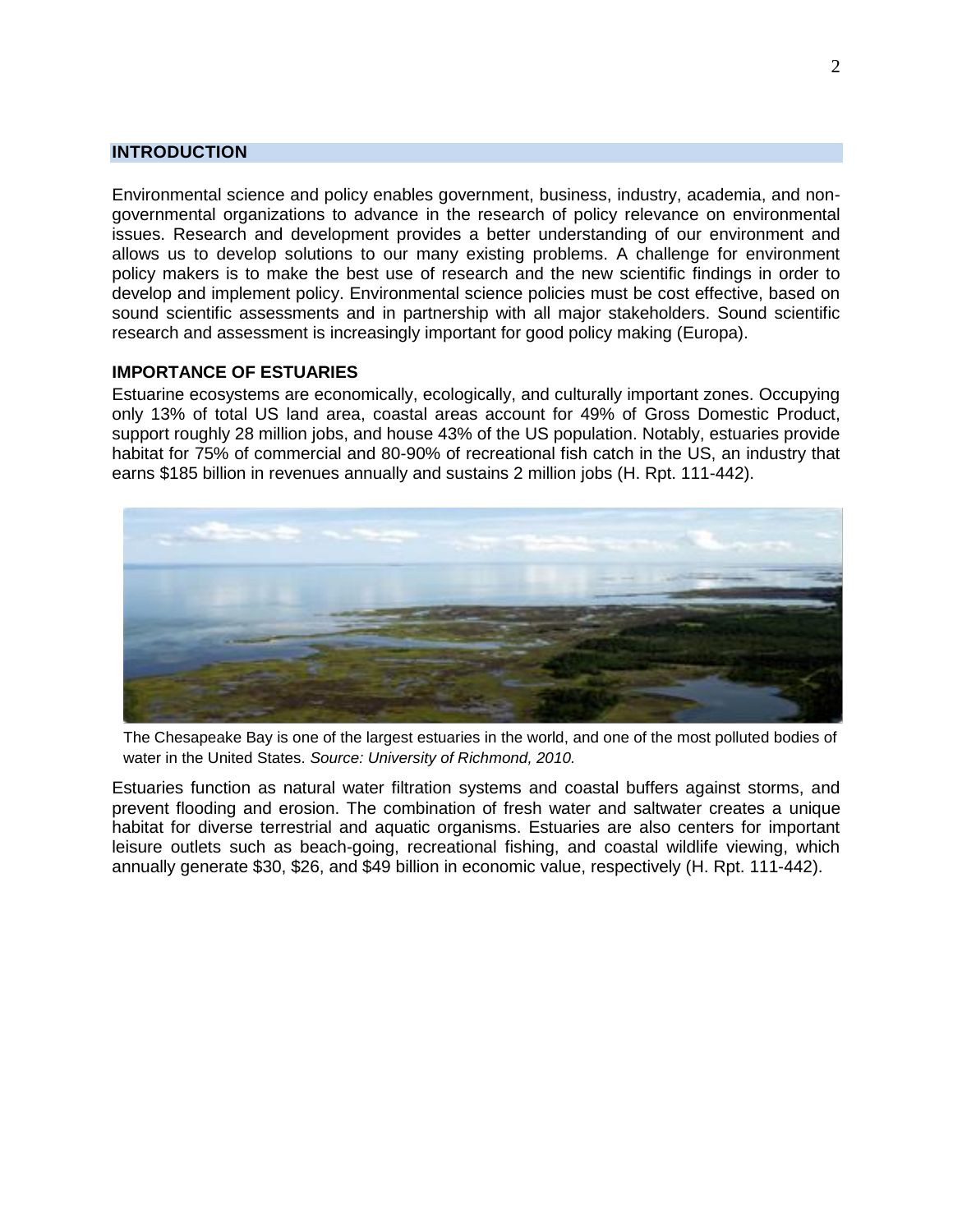## INTRODUCTION

Environmental science and policy enables government, business, industry, academia, and non-governmental organizations to advance in the research of policy relevance on environmental issues. Research and development provides a better understanding of our environment and allows us to develop solutions to our many existing problems. A challenge for environment policy makers is to make the best use of research and the new scientific findings in order to develop and implement policy. Environmental science policies must be cost effective, based on sound scientific assessments and in partnership with all major stakeholders. Sound scientific research and assessment is increasingly important for good policy making (Europa).

### IMPORTANCE OF ESTUARIES

Estuarine ecosystems are economically, ecologically, and culturally important zones. Occupying only 13% of total US land area, coastal areas account for 49% of Gross Domestic Product, support roughly 28 million jobs, and house 43% of the US population. Notably, estuaries provide habitat for 75% of commercial and 80-90% of recreational fish catch in the US, an industry that earns $185 billion in revenues annually and sustains 2 million jobs (H. Rpt. 111-442).

The Chesapeake Bay is one of the largest estuaries in the world, and one of the most polluted bodies of water in the United States. *Source: University of Richmond, 2010.*

Estuaries function as natural water filtration systems and coastal buffers against storms, and prevent flooding and erosion. The combination of fresh water and saltwater creates a unique habitat for diverse terrestrial and aquatic organisms. Estuaries are also centers for important leisure outlets such as beach-going, recreational fishing, and coastal wildlife viewing, which annually generate $30, $26, and $49 billion in economic value, respectively (H. Rpt. 111-442).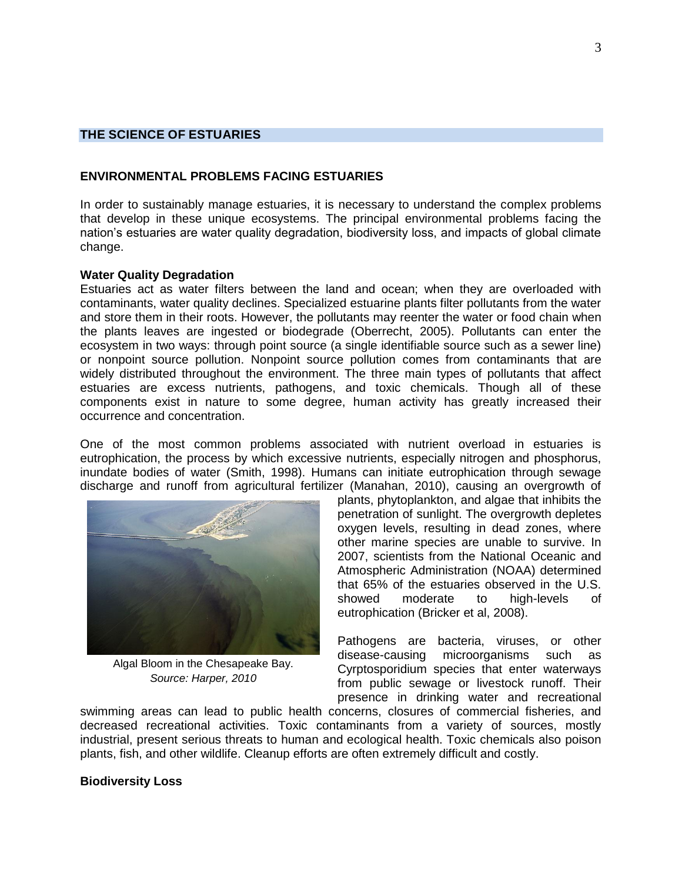## THE SCIENCE OF ESTUARIES

### ENVIRONMENTAL PROBLEMS FACING ESTUARIES

In order to sustainably manage estuaries, it is necessary to understand the complex problems that develop in these unique ecosystems. The principal environmental problems facing the nation's estuaries are water quality degradation, biodiversity loss, and impacts of global climate change.

#### Water Quality Degradation

Estuaries act as water filters between the land and ocean; when they are overloaded with contaminants, water quality declines. Specialized estuarine plants filter pollutants from the water and store them in their roots. However, the pollutants may reenter the water or food chain when the plants leaves are ingested or biodegrade (Oberrecht, 2005). Pollutants can enter the ecosystem in two ways: through point source (a single identifiable source such as a sewer line) or nonpoint source pollution. Nonpoint source pollution comes from contaminants that are widely distributed throughout the environment. The three main types of pollutants that affect estuaries are excess nutrients, pathogens, and toxic chemicals. Though all of these components exist in nature to some degree, human activity has greatly increased their occurrence and concentration.

One of the most common problems associated with nutrient overload in estuaries is eutrophication, the process by which excessive nutrients, especially nitrogen and phosphorus, inundate bodies of water (Smith, 1998). Humans can initiate eutrophication through sewage discharge and runoff from agricultural fertilizer (Manahan, 2010), causing an overgrowth of plants, phytoplankton, and algae that inhibits the penetration of sunlight. The overgrowth depletes oxygen levels, resulting in dead zones, where other marine species are unable to survive. In 2007, scientists from the National Oceanic and Atmospheric Administration (NOAA) determined that 65% of the estuaries observed in the U.S. showed moderate to high-levels of eutrophication (Bricker et al, 2008).

Algal Bloom in the Chesapeake Bay.
*Source: Harper, 2010*

Pathogens are bacteria, viruses, or other disease-causing microorganisms such as Cyrptosporidium species that enter waterways from public sewage or livestock runoff. Their presence in drinking water and recreational swimming areas can lead to public health concerns, closures of commercial fisheries, and decreased recreational activities. Toxic contaminants from a variety of sources, mostly industrial, present serious threats to human and ecological health. Toxic chemicals also poison plants, fish, and other wildlife. Cleanup efforts are often extremely difficult and costly.

#### Biodiversity Loss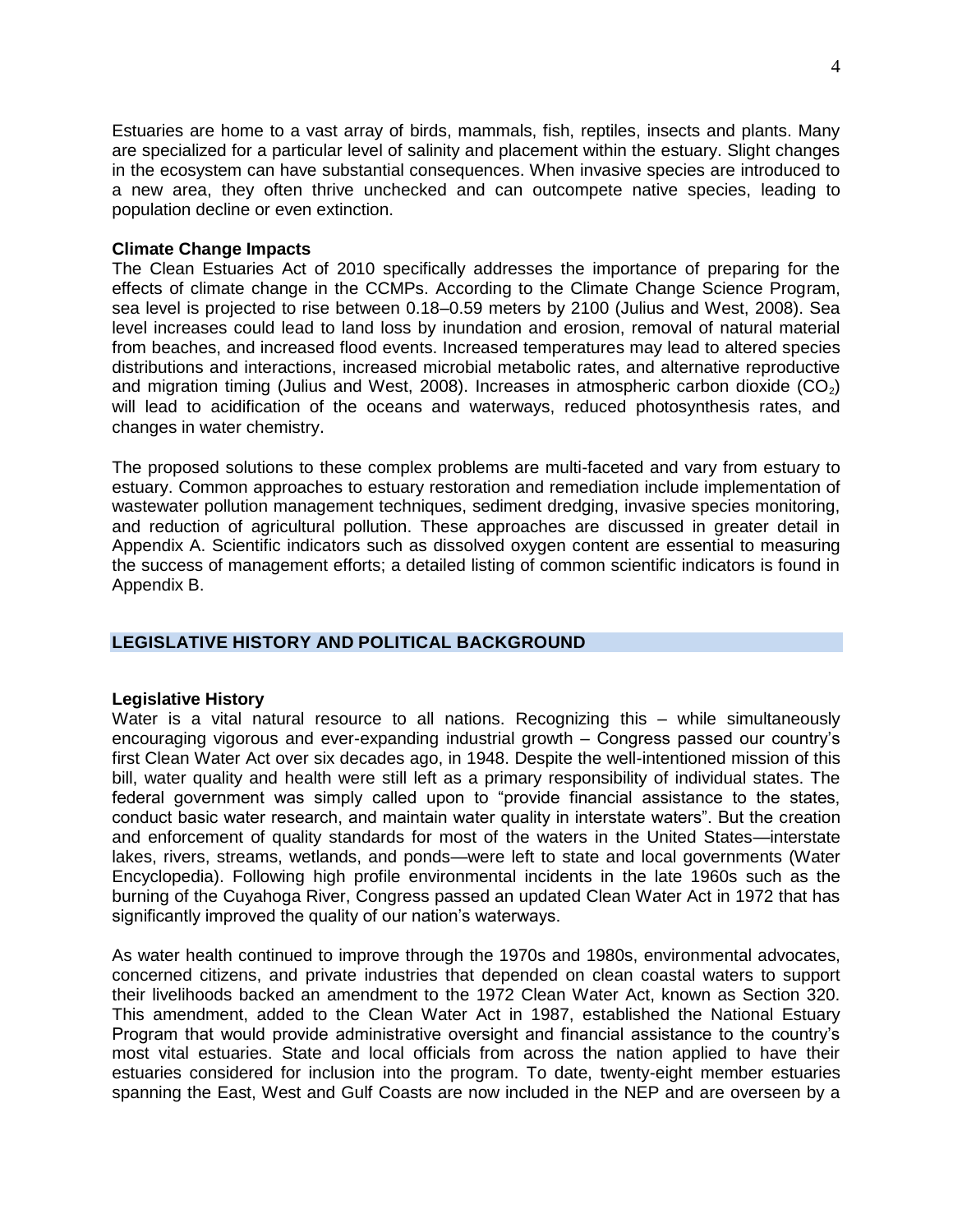Estuaries are home to a vast array of birds, mammals, fish, reptiles, insects and plants. Many are specialized for a particular level of salinity and placement within the estuary. Slight changes in the ecosystem can have substantial consequences. When invasive species are introduced to a new area, they often thrive unchecked and can outcompete native species, leading to population decline or even extinction.

**Climate Change Impacts**

The Clean Estuaries Act of 2010 specifically addresses the importance of preparing for the effects of climate change in the CCMPs. According to the Climate Change Science Program, sea level is projected to rise between 0.18–0.59 meters by 2100 (Julius and West, 2008). Sea level increases could lead to land loss by inundation and erosion, removal of natural material from beaches, and increased flood events. Increased temperatures may lead to altered species distributions and interactions, increased microbial metabolic rates, and alternative reproductive and migration timing (Julius and West, 2008). Increases in atmospheric carbon dioxide ($CO_2$) will lead to acidification of the oceans and waterways, reduced photosynthesis rates, and changes in water chemistry.

The proposed solutions to these complex problems are multi-faceted and vary from estuary to estuary. Common approaches to estuary restoration and remediation include implementation of wastewater pollution management techniques, sediment dredging, invasive species monitoring, and reduction of agricultural pollution. These approaches are discussed in greater detail in Appendix A. Scientific indicators such as dissolved oxygen content are essential to measuring the success of management efforts; a detailed listing of common scientific indicators is found in Appendix B.

## LEGISLATIVE HISTORY AND POLITICAL BACKGROUND

**Legislative History**

Water is a vital natural resource to all nations. Recognizing this – while simultaneously encouraging vigorous and ever-expanding industrial growth – Congress passed our country's first Clean Water Act over six decades ago, in 1948. Despite the well-intentioned mission of this bill, water quality and health were still left as a primary responsibility of individual states. The federal government was simply called upon to "provide financial assistance to the states, conduct basic water research, and maintain water quality in interstate waters". But the creation and enforcement of quality standards for most of the waters in the United States—interstate lakes, rivers, streams, wetlands, and ponds—were left to state and local governments (Water Encyclopedia). Following high profile environmental incidents in the late 1960s such as the burning of the Cuyahoga River, Congress passed an updated Clean Water Act in 1972 that has significantly improved the quality of our nation's waterways.

As water health continued to improve through the 1970s and 1980s, environmental advocates, concerned citizens, and private industries that depended on clean coastal waters to support their livelihoods backed an amendment to the 1972 Clean Water Act, known as Section 320. This amendment, added to the Clean Water Act in 1987, established the National Estuary Program that would provide administrative oversight and financial assistance to the country's most vital estuaries. State and local officials from across the nation applied to have their estuaries considered for inclusion into the program. To date, twenty-eight member estuaries spanning the East, West and Gulf Coasts are now included in the NEP and are overseen by a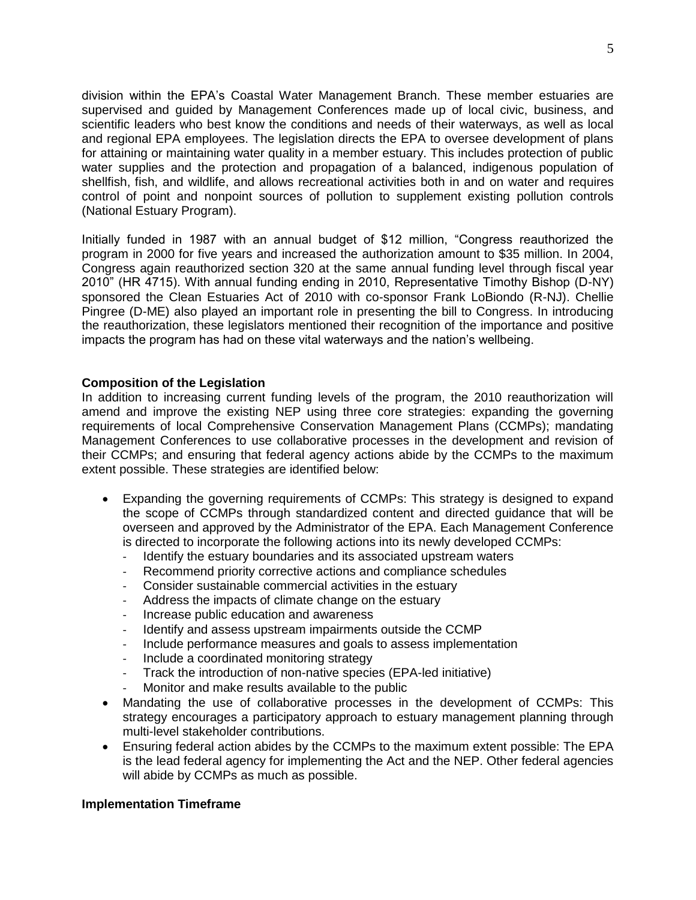division within the EPA's Coastal Water Management Branch. These member estuaries are supervised and guided by Management Conferences made up of local civic, business, and scientific leaders who best know the conditions and needs of their waterways, as well as local and regional EPA employees. The legislation directs the EPA to oversee development of plans for attaining or maintaining water quality in a member estuary. This includes protection of public water supplies and the protection and propagation of a balanced, indigenous population of shellfish, fish, and wildlife, and allows recreational activities both in and on water and requires control of point and nonpoint sources of pollution to supplement existing pollution controls (National Estuary Program).

Initially funded in 1987 with an annual budget of $12 million, "Congress reauthorized the program in 2000 for five years and increased the authorization amount to $35 million. In 2004, Congress again reauthorized section 320 at the same annual funding level through fiscal year 2010" (HR 4715). With annual funding ending in 2010, Representative Timothy Bishop (D-NY) sponsored the Clean Estuaries Act of 2010 with co-sponsor Frank LoBiondo (R-NJ). Chellie Pingree (D-ME) also played an important role in presenting the bill to Congress. In introducing the reauthorization, these legislators mentioned their recognition of the importance and positive impacts the program has had on these vital waterways and the nation's wellbeing.

**Composition of the Legislation**

In addition to increasing current funding levels of the program, the 2010 reauthorization will amend and improve the existing NEP using three core strategies: expanding the governing requirements of local Comprehensive Conservation Management Plans (CCMPs); mandating Management Conferences to use collaborative processes in the development and revision of their CCMPs; and ensuring that federal agency actions abide by the CCMPs to the maximum extent possible. These strategies are identified below:

- Expanding the governing requirements of CCMPs: This strategy is designed to expand the scope of CCMPs through standardized content and directed guidance that will be overseen and approved by the Administrator of the EPA. Each Management Conference is directed to incorporate the following actions into its newly developed CCMPs:
  - Identify the estuary boundaries and its associated upstream waters
  - Recommend priority corrective actions and compliance schedules
  - Consider sustainable commercial activities in the estuary
  - Address the impacts of climate change on the estuary
  - Increase public education and awareness
  - Identify and assess upstream impairments outside the CCMP
  - Include performance measures and goals to assess implementation
  - Include a coordinated monitoring strategy
  - Track the introduction of non-native species (EPA-led initiative)
  - Monitor and make results available to the public
- Mandating the use of collaborative processes in the development of CCMPs: This strategy encourages a participatory approach to estuary management planning through multi-level stakeholder contributions.
- Ensuring federal action abides by the CCMPs to the maximum extent possible: The EPA is the lead federal agency for implementing the Act and the NEP. Other federal agencies will abide by CCMPs as much as possible.

**Implementation Timeframe**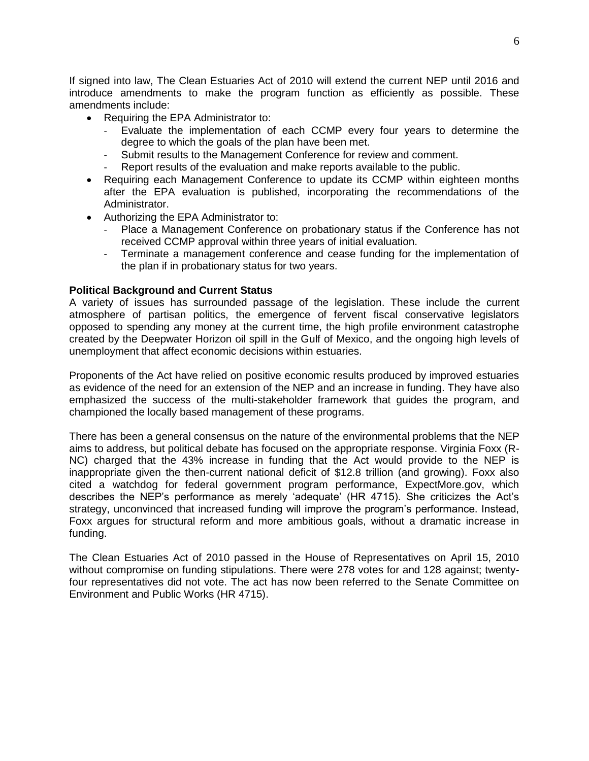If signed into law, The Clean Estuaries Act of 2010 will extend the current NEP until 2016 and introduce amendments to make the program function as efficiently as possible. These amendments include:

- Requiring the EPA Administrator to:
  - Evaluate the implementation of each CCMP every four years to determine the degree to which the goals of the plan have been met.
  - Submit results to the Management Conference for review and comment.
  - Report results of the evaluation and make reports available to the public.
- Requiring each Management Conference to update its CCMP within eighteen months after the EPA evaluation is published, incorporating the recommendations of the Administrator.
- Authorizing the EPA Administrator to:
  - Place a Management Conference on probationary status if the Conference has not received CCMP approval within three years of initial evaluation.
  - Terminate a management conference and cease funding for the implementation of the plan if in probationary status for two years.

**Political Background and Current Status**

A variety of issues has surrounded passage of the legislation. These include the current atmosphere of partisan politics, the emergence of fervent fiscal conservative legislators opposed to spending any money at the current time, the high profile environment catastrophe created by the Deepwater Horizon oil spill in the Gulf of Mexico, and the ongoing high levels of unemployment that affect economic decisions within estuaries.

Proponents of the Act have relied on positive economic results produced by improved estuaries as evidence of the need for an extension of the NEP and an increase in funding. They have also emphasized the success of the multi-stakeholder framework that guides the program, and championed the locally based management of these programs.

There has been a general consensus on the nature of the environmental problems that the NEP aims to address, but political debate has focused on the appropriate response. Virginia Foxx (R-NC) charged that the 43% increase in funding that the Act would provide to the NEP is inappropriate given the then-current national deficit of $12.8 trillion (and growing). Foxx also cited a watchdog for federal government program performance, ExpectMore.gov, which describes the NEP's performance as merely 'adequate' (HR 4715). She criticizes the Act's strategy, unconvinced that increased funding will improve the program's performance. Instead, Foxx argues for structural reform and more ambitious goals, without a dramatic increase in funding.

The Clean Estuaries Act of 2010 passed in the House of Representatives on April 15, 2010 without compromise on funding stipulations. There were 278 votes for and 128 against; twenty-four representatives did not vote. The act has now been referred to the Senate Committee on Environment and Public Works (HR 4715).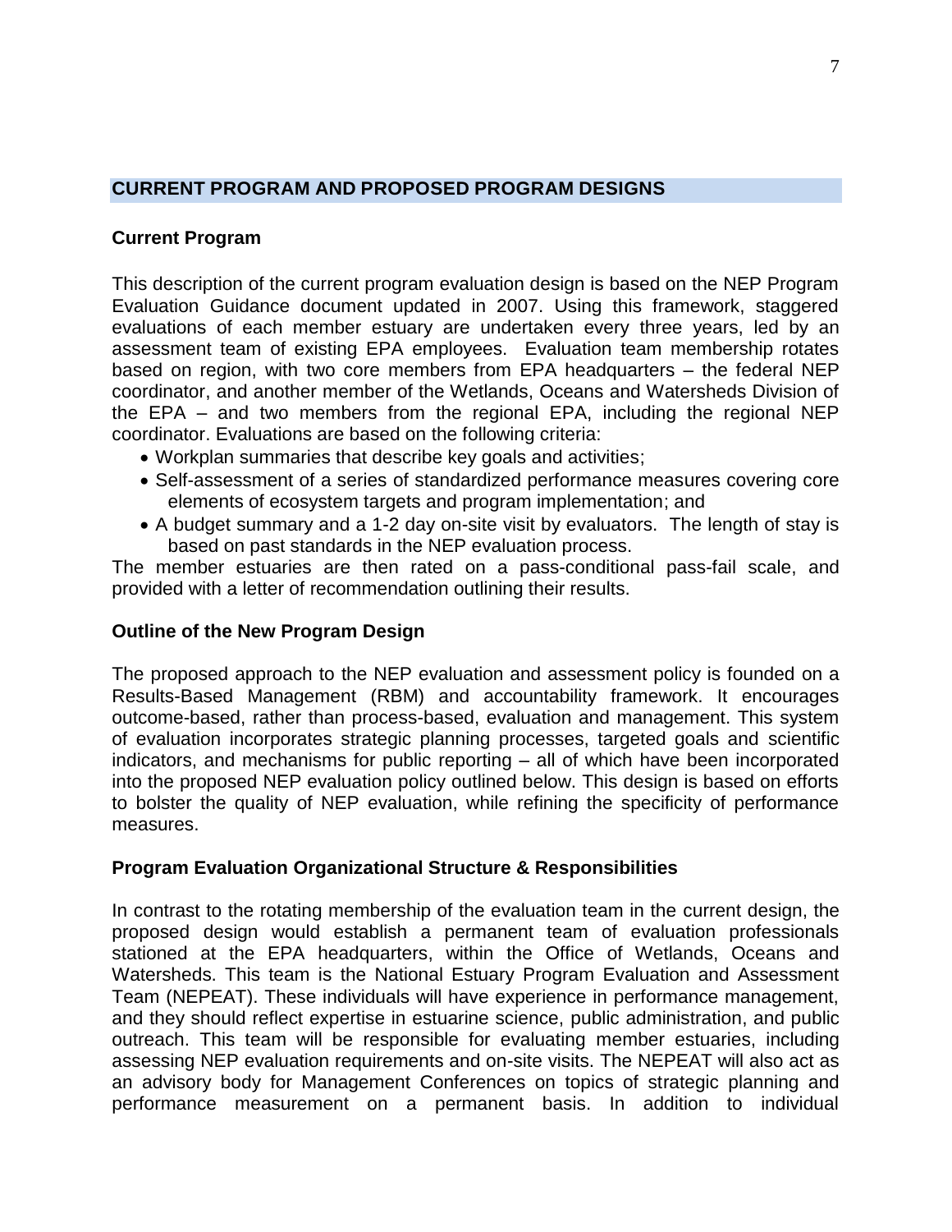## CURRENT PROGRAM AND PROPOSED PROGRAM DESIGNS

### Current Program

This description of the current program evaluation design is based on the NEP Program Evaluation Guidance document updated in 2007. Using this framework, staggered evaluations of each member estuary are undertaken every three years, led by an assessment team of existing EPA employees. Evaluation team membership rotates based on region, with two core members from EPA headquarters – the federal NEP coordinator, and another member of the Wetlands, Oceans and Watersheds Division of the EPA – and two members from the regional EPA, including the regional NEP coordinator. Evaluations are based on the following criteria:

- Workplan summaries that describe key goals and activities;
- Self-assessment of a series of standardized performance measures covering core elements of ecosystem targets and program implementation; and
- A budget summary and a 1-2 day on-site visit by evaluators. The length of stay is based on past standards in the NEP evaluation process.

The member estuaries are then rated on a pass-conditional pass-fail scale, and provided with a letter of recommendation outlining their results.

### Outline of the New Program Design

The proposed approach to the NEP evaluation and assessment policy is founded on a Results-Based Management (RBM) and accountability framework. It encourages outcome-based, rather than process-based, evaluation and management. This system of evaluation incorporates strategic planning processes, targeted goals and scientific indicators, and mechanisms for public reporting – all of which have been incorporated into the proposed NEP evaluation policy outlined below. This design is based on efforts to bolster the quality of NEP evaluation, while refining the specificity of performance measures.

### Program Evaluation Organizational Structure & Responsibilities

In contrast to the rotating membership of the evaluation team in the current design, the proposed design would establish a permanent team of evaluation professionals stationed at the EPA headquarters, within the Office of Wetlands, Oceans and Watersheds. This team is the National Estuary Program Evaluation and Assessment Team (NEPEAT). These individuals will have experience in performance management, and they should reflect expertise in estuarine science, public administration, and public outreach. This team will be responsible for evaluating member estuaries, including assessing NEP evaluation requirements and on-site visits. The NEPEAT will also act as an advisory body for Management Conferences on topics of strategic planning and performance measurement on a permanent basis. In addition to individual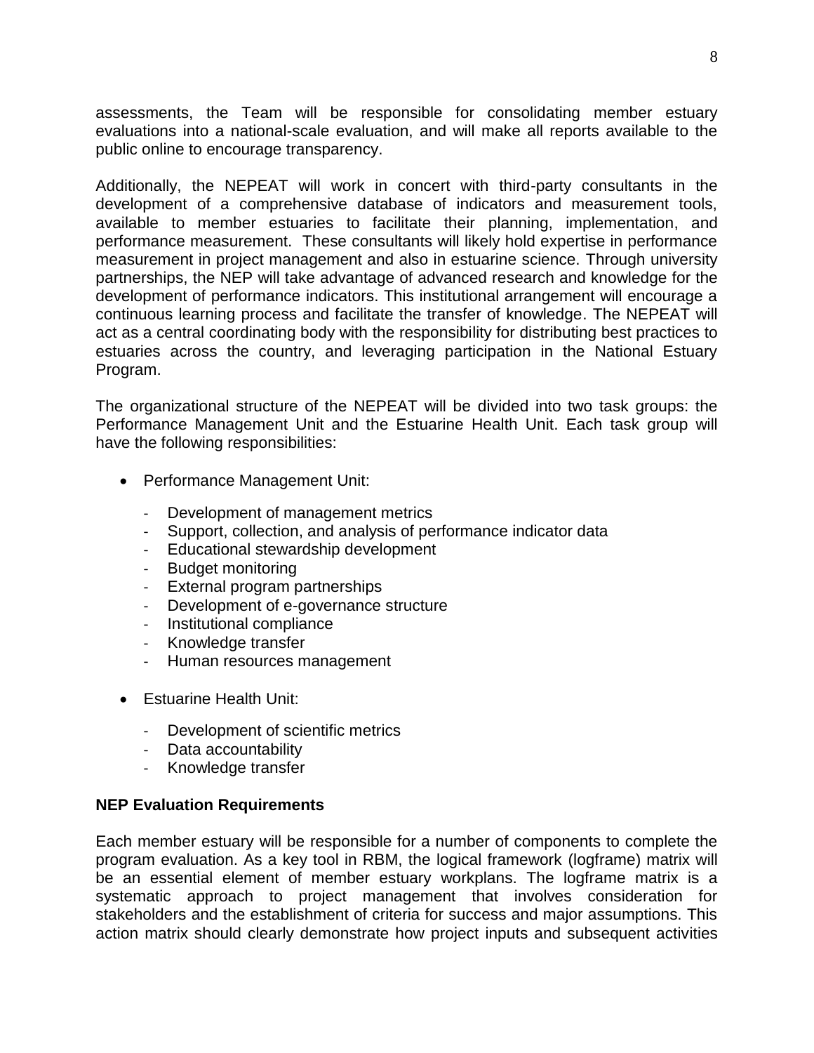assessments, the Team will be responsible for consolidating member estuary evaluations into a national-scale evaluation, and will make all reports available to the public online to encourage transparency.

Additionally, the NEPEAT will work in concert with third-party consultants in the development of a comprehensive database of indicators and measurement tools, available to member estuaries to facilitate their planning, implementation, and performance measurement. These consultants will likely hold expertise in performance measurement in project management and also in estuarine science. Through university partnerships, the NEP will take advantage of advanced research and knowledge for the development of performance indicators. This institutional arrangement will encourage a continuous learning process and facilitate the transfer of knowledge. The NEPEAT will act as a central coordinating body with the responsibility for distributing best practices to estuaries across the country, and leveraging participation in the National Estuary Program.

The organizational structure of the NEPEAT will be divided into two task groups: the Performance Management Unit and the Estuarine Health Unit. Each task group will have the following responsibilities:

- Performance Management Unit:
  - Development of management metrics
  - Support, collection, and analysis of performance indicator data
  - Educational stewardship development
  - Budget monitoring
  - External program partnerships
  - Development of e-governance structure
  - Institutional compliance
  - Knowledge transfer
  - Human resources management
- Estuarine Health Unit:
  - Development of scientific metrics
  - Data accountability
  - Knowledge transfer

**NEP Evaluation Requirements**

Each member estuary will be responsible for a number of components to complete the program evaluation. As a key tool in RBM, the logical framework (logframe) matrix will be an essential element of member estuary workplans. The logframe matrix is a systematic approach to project management that involves consideration for stakeholders and the establishment of criteria for success and major assumptions. This action matrix should clearly demonstrate how project inputs and subsequent activities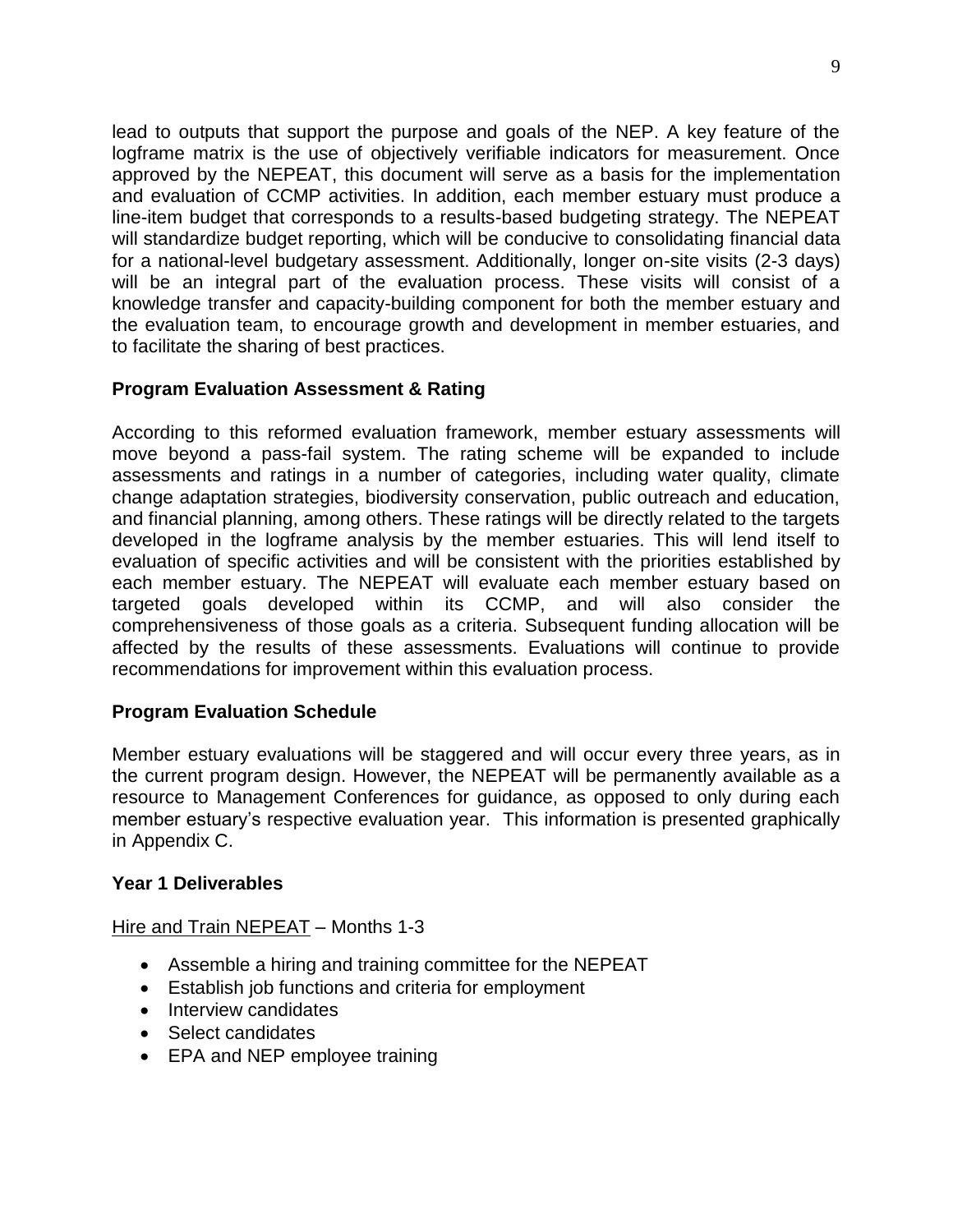lead to outputs that support the purpose and goals of the NEP. A key feature of the logframe matrix is the use of objectively verifiable indicators for measurement. Once approved by the NEPEAT, this document will serve as a basis for the implementation and evaluation of CCMP activities. In addition, each member estuary must produce a line-item budget that corresponds to a results-based budgeting strategy. The NEPEAT will standardize budget reporting, which will be conducive to consolidating financial data for a national-level budgetary assessment. Additionally, longer on-site visits (2-3 days) will be an integral part of the evaluation process. These visits will consist of a knowledge transfer and capacity-building component for both the member estuary and the evaluation team, to encourage growth and development in member estuaries, and to facilitate the sharing of best practices.

**Program Evaluation Assessment & Rating**

According to this reformed evaluation framework, member estuary assessments will move beyond a pass-fail system. The rating scheme will be expanded to include assessments and ratings in a number of categories, including water quality, climate change adaptation strategies, biodiversity conservation, public outreach and education, and financial planning, among others. These ratings will be directly related to the targets developed in the logframe analysis by the member estuaries. This will lend itself to evaluation of specific activities and will be consistent with the priorities established by each member estuary. The NEPEAT will evaluate each member estuary based on targeted goals developed within its CCMP, and will also consider the comprehensiveness of those goals as a criteria. Subsequent funding allocation will be affected by the results of these assessments. Evaluations will continue to provide recommendations for improvement within this evaluation process.

**Program Evaluation Schedule**

Member estuary evaluations will be staggered and will occur every three years, as in the current program design. However, the NEPEAT will be permanently available as a resource to Management Conferences for guidance, as opposed to only during each member estuary's respective evaluation year. This information is presented graphically in Appendix C.

**Year 1 Deliverables**

Hire and Train NEPEAT – Months 1-3

- Assemble a hiring and training committee for the NEPEAT
- Establish job functions and criteria for employment
- Interview candidates
- Select candidates
- EPA and NEP employee training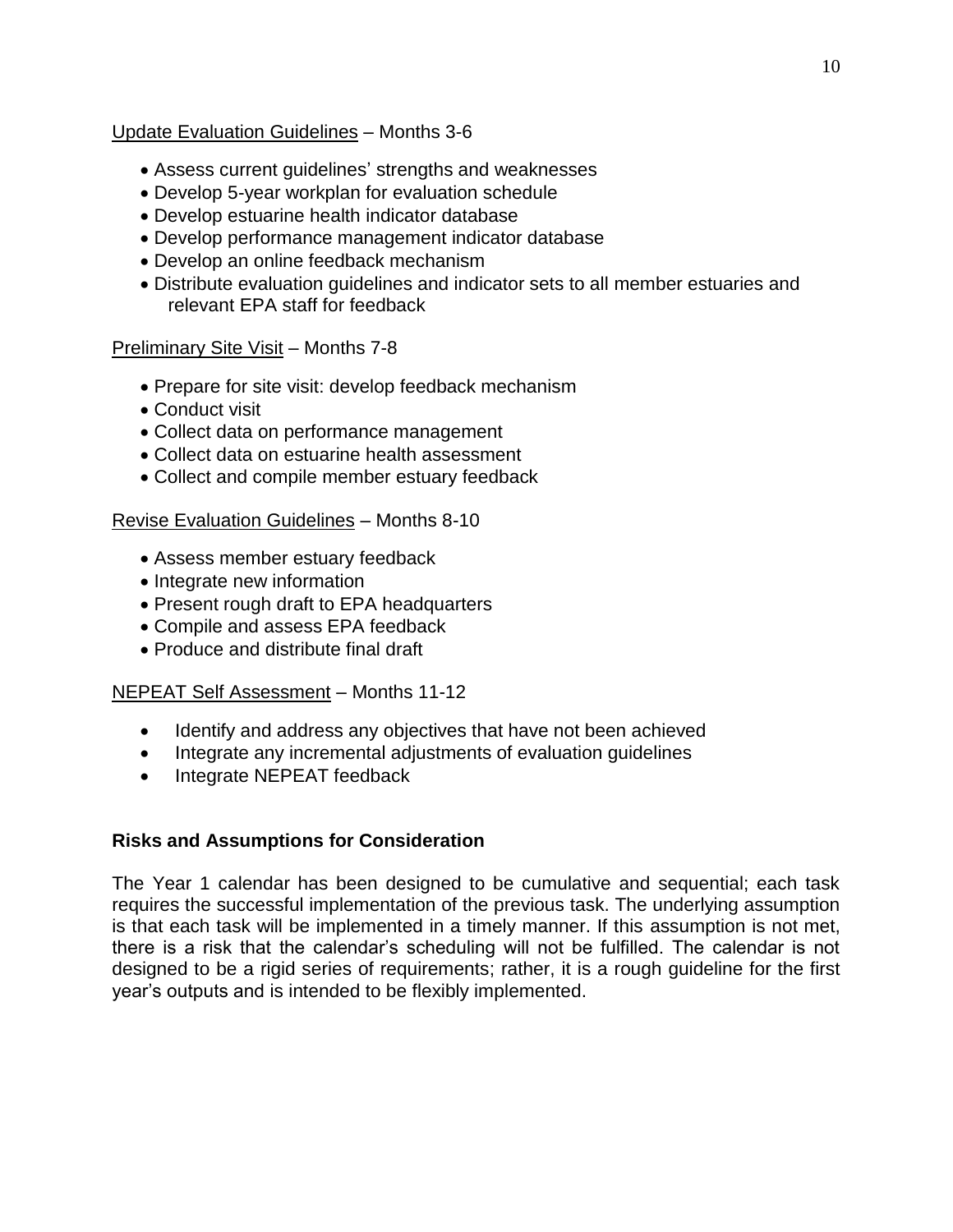Update Evaluation Guidelines – Months 3-6

- Assess current guidelines' strengths and weaknesses
- Develop 5-year workplan for evaluation schedule
- Develop estuarine health indicator database
- Develop performance management indicator database
- Develop an online feedback mechanism
- Distribute evaluation guidelines and indicator sets to all member estuaries and relevant EPA staff for feedback

Preliminary Site Visit – Months 7-8

- Prepare for site visit: develop feedback mechanism
- Conduct visit
- Collect data on performance management
- Collect data on estuarine health assessment
- Collect and compile member estuary feedback

Revise Evaluation Guidelines – Months 8-10

- Assess member estuary feedback
- Integrate new information
- Present rough draft to EPA headquarters
- Compile and assess EPA feedback
- Produce and distribute final draft

NEPEAT Self Assessment – Months 11-12

- Identify and address any objectives that have not been achieved
- Integrate any incremental adjustments of evaluation guidelines
- Integrate NEPEAT feedback

**Risks and Assumptions for Consideration**

The Year 1 calendar has been designed to be cumulative and sequential; each task requires the successful implementation of the previous task. The underlying assumption is that each task will be implemented in a timely manner. If this assumption is not met, there is a risk that the calendar's scheduling will not be fulfilled. The calendar is not designed to be a rigid series of requirements; rather, it is a rough guideline for the first year's outputs and is intended to be flexibly implemented.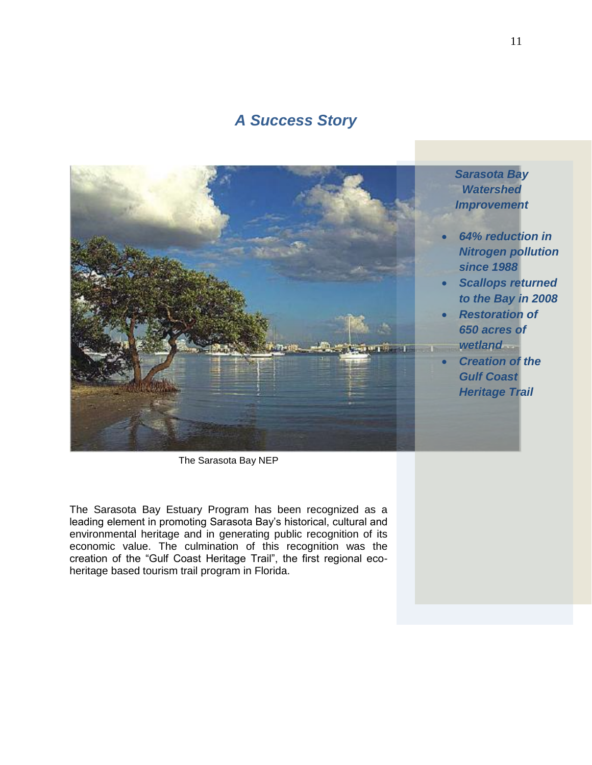## *A Success Story*

***Sarasota Bay Watershed Improvement***

- ***64% reduction in Nitrogen pollution since 1988***
- ***Scallops returned to the Bay in 2008***
- ***Restoration of 650 acres of wetland***
- ***Creation of the Gulf Coast Heritage Trail***

The Sarasota Bay NEP

The Sarasota Bay Estuary Program has been recognized as a leading element in promoting Sarasota Bay's historical, cultural and environmental heritage and in generating public recognition of its economic value. The culmination of this recognition was the creation of the "Gulf Coast Heritage Trail", the first regional eco-heritage based tourism trail program in Florida.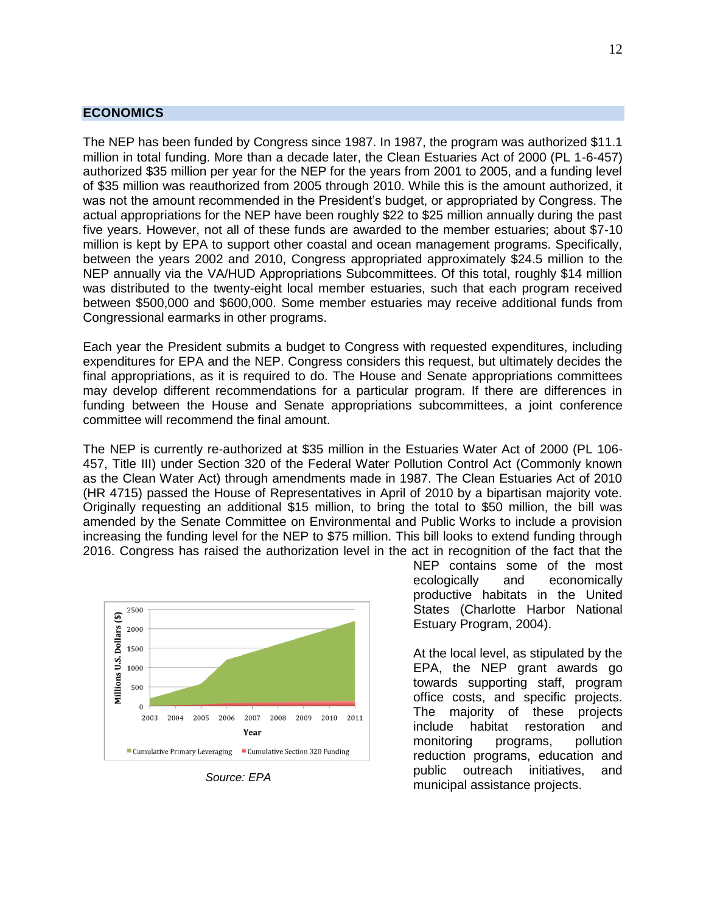## ECONOMICS

The NEP has been funded by Congress since 1987. In 1987, the program was authorized $11.1 million in total funding. More than a decade later, the Clean Estuaries Act of 2000 (PL 1-6-457) authorized $35 million per year for the NEP for the years from 2001 to 2005, and a funding level of $35 million was reauthorized from 2005 through 2010. While this is the amount authorized, it was not the amount recommended in the President's budget, or appropriated by Congress. The actual appropriations for the NEP have been roughly $22 to $25 million annually during the past five years. However, not all of these funds are awarded to the member estuaries; about $7-10 million is kept by EPA to support other coastal and ocean management programs. Specifically, between the years 2002 and 2010, Congress appropriated approximately $24.5 million to the NEP annually via the VA/HUD Appropriations Subcommittees. Of this total, roughly $14 million was distributed to the twenty-eight local member estuaries, such that each program received between $500,000 and $600,000. Some member estuaries may receive additional funds from Congressional earmarks in other programs.

Each year the President submits a budget to Congress with requested expenditures, including expenditures for EPA and the NEP. Congress considers this request, but ultimately decides the final appropriations, as it is required to do. The House and Senate appropriations committees may develop different recommendations for a particular program. If there are differences in funding between the House and Senate appropriations subcommittees, a joint conference committee will recommend the final amount.

The NEP is currently re-authorized at $35 million in the Estuaries Water Act of 2000 (PL 106-457, Title III) under Section 320 of the Federal Water Pollution Control Act (Commonly known as the Clean Water Act) through amendments made in 1987. The Clean Estuaries Act of 2010 (HR 4715) passed the House of Representatives in April of 2010 by a bipartisan majority vote. Originally requesting an additional $15 million, to bring the total to $50 million, the bill was amended by the Senate Committee on Environmental and Public Works to include a provision increasing the funding level for the NEP to $75 million. This bill looks to extend funding through 2016. Congress has raised the authorization level in the act in recognition of the fact that the NEP contains some of the most ecologically and economically productive habitats in the United States (Charlotte Harbor National Estuary Program, 2004).

Source: EPA

At the local level, as stipulated by the EPA, the NEP grant awards go towards supporting staff, program office costs, and specific projects. The majority of these projects include habitat restoration and monitoring programs, pollution reduction programs, education and public outreach initiatives, and municipal assistance projects.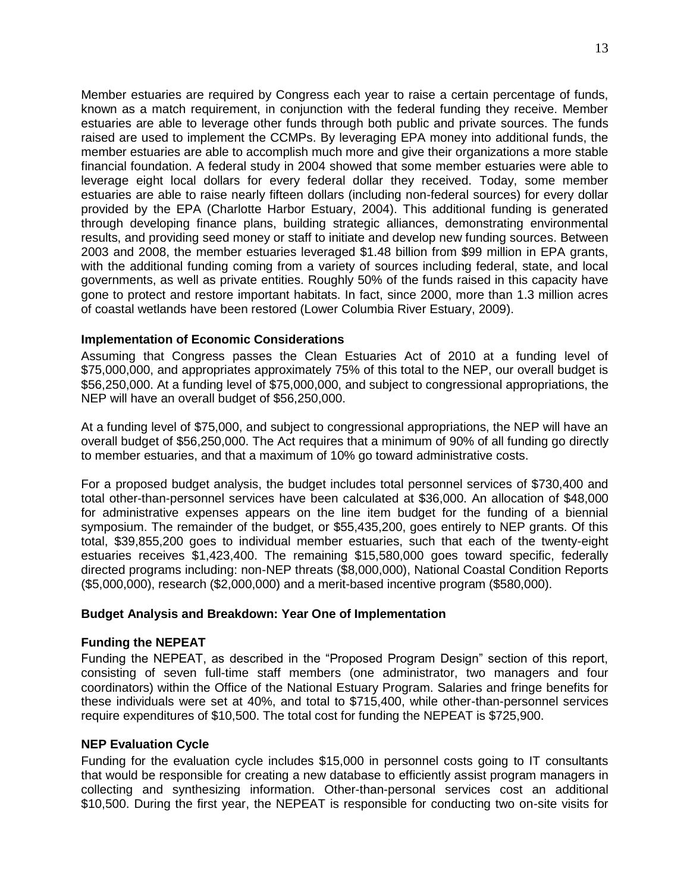Member estuaries are required by Congress each year to raise a certain percentage of funds, known as a match requirement, in conjunction with the federal funding they receive. Member estuaries are able to leverage other funds through both public and private sources. The funds raised are used to implement the CCMPs. By leveraging EPA money into additional funds, the member estuaries are able to accomplish much more and give their organizations a more stable financial foundation. A federal study in 2004 showed that some member estuaries were able to leverage eight local dollars for every federal dollar they received. Today, some member estuaries are able to raise nearly fifteen dollars (including non-federal sources) for every dollar provided by the EPA (Charlotte Harbor Estuary, 2004). This additional funding is generated through developing finance plans, building strategic alliances, demonstrating environmental results, and providing seed money or staff to initiate and develop new funding sources. Between 2003 and 2008, the member estuaries leveraged $1.48 billion from $99 million in EPA grants, with the additional funding coming from a variety of sources including federal, state, and local governments, as well as private entities. Roughly 50% of the funds raised in this capacity have gone to protect and restore important habitats. In fact, since 2000, more than 1.3 million acres of coastal wetlands have been restored (Lower Columbia River Estuary, 2009).

**Implementation of Economic Considerations**

Assuming that Congress passes the Clean Estuaries Act of 2010 at a funding level of $75,000,000, and appropriates approximately 75% of this total to the NEP, our overall budget is $56,250,000. At a funding level of $75,000,000, and subject to congressional appropriations, the NEP will have an overall budget of $56,250,000.

At a funding level of $75,000, and subject to congressional appropriations, the NEP will have an overall budget of $56,250,000. The Act requires that a minimum of 90% of all funding go directly to member estuaries, and that a maximum of 10% go toward administrative costs.

For a proposed budget analysis, the budget includes total personnel services of $730,400 and total other-than-personnel services have been calculated at $36,000. An allocation of $48,000 for administrative expenses appears on the line item budget for the funding of a biennial symposium. The remainder of the budget, or $55,435,200, goes entirely to NEP grants. Of this total, $39,855,200 goes to individual member estuaries, such that each of the twenty-eight estuaries receives $1,423,400. The remaining $15,580,000 goes toward specific, federally directed programs including: non-NEP threats ($8,000,000), National Coastal Condition Reports ($5,000,000), research ($2,000,000) and a merit-based incentive program ($580,000).

**Budget Analysis and Breakdown: Year One of Implementation**

**Funding the NEPEAT**

Funding the NEPEAT, as described in the "Proposed Program Design" section of this report, consisting of seven full-time staff members (one administrator, two managers and four coordinators) within the Office of the National Estuary Program. Salaries and fringe benefits for these individuals were set at 40%, and total to $715,400, while other-than-personnel services require expenditures of $10,500. The total cost for funding the NEPEAT is $725,900.

**NEP Evaluation Cycle**

Funding for the evaluation cycle includes $15,000 in personnel costs going to IT consultants that would be responsible for creating a new database to efficiently assist program managers in collecting and synthesizing information. Other-than-personal services cost an additional $10,500. During the first year, the NEPEAT is responsible for conducting two on-site visits for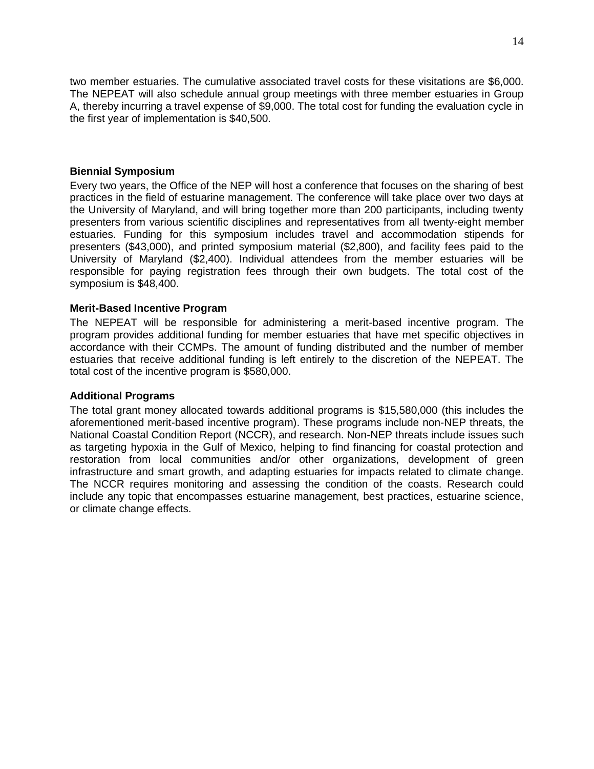two member estuaries. The cumulative associated travel costs for these visitations are $6,000. The NEPEAT will also schedule annual group meetings with three member estuaries in Group A, thereby incurring a travel expense of $9,000. The total cost for funding the evaluation cycle in the first year of implementation is $40,500.

**Biennial Symposium**

Every two years, the Office of the NEP will host a conference that focuses on the sharing of best practices in the field of estuarine management. The conference will take place over two days at the University of Maryland, and will bring together more than 200 participants, including twenty presenters from various scientific disciplines and representatives from all twenty-eight member estuaries. Funding for this symposium includes travel and accommodation stipends for presenters ($43,000), and printed symposium material ($2,800), and facility fees paid to the University of Maryland ($2,400). Individual attendees from the member estuaries will be responsible for paying registration fees through their own budgets. The total cost of the symposium is $48,400.

**Merit-Based Incentive Program**

The NEPEAT will be responsible for administering a merit-based incentive program. The program provides additional funding for member estuaries that have met specific objectives in accordance with their CCMPs. The amount of funding distributed and the number of member estuaries that receive additional funding is left entirely to the discretion of the NEPEAT. The total cost of the incentive program is $580,000.

**Additional Programs**

The total grant money allocated towards additional programs is $15,580,000 (this includes the aforementioned merit-based incentive program). These programs include non-NEP threats, the National Coastal Condition Report (NCCR), and research. Non-NEP threats include issues such as targeting hypoxia in the Gulf of Mexico, helping to find financing for coastal protection and restoration from local communities and/or other organizations, development of green infrastructure and smart growth, and adapting estuaries for impacts related to climate change. The NCCR requires monitoring and assessing the condition of the coasts. Research could include any topic that encompasses estuarine management, best practices, estuarine science, or climate change effects.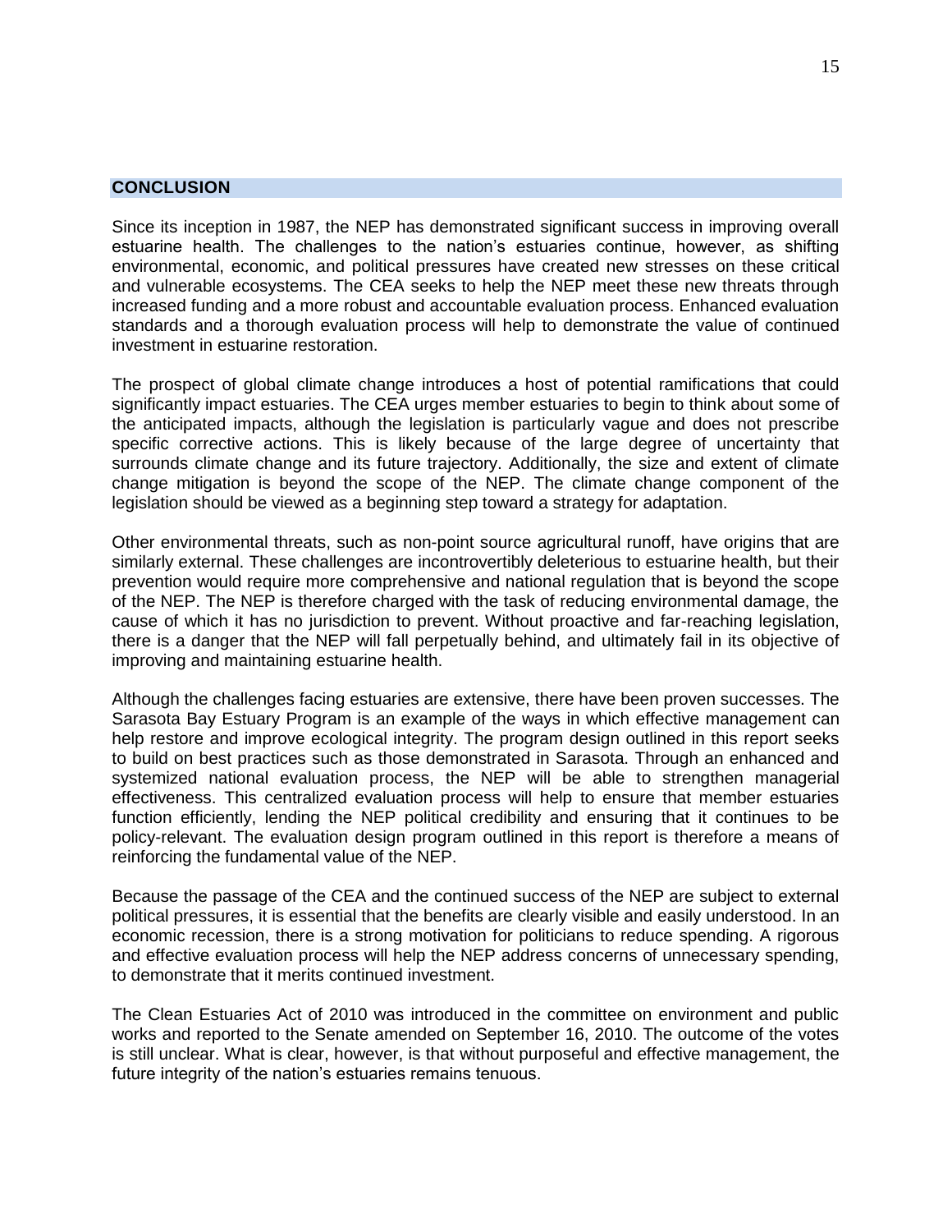## CONCLUSION

Since its inception in 1987, the NEP has demonstrated significant success in improving overall estuarine health. The challenges to the nation's estuaries continue, however, as shifting environmental, economic, and political pressures have created new stresses on these critical and vulnerable ecosystems. The CEA seeks to help the NEP meet these new threats through increased funding and a more robust and accountable evaluation process. Enhanced evaluation standards and a thorough evaluation process will help to demonstrate the value of continued investment in estuarine restoration.

The prospect of global climate change introduces a host of potential ramifications that could significantly impact estuaries. The CEA urges member estuaries to begin to think about some of the anticipated impacts, although the legislation is particularly vague and does not prescribe specific corrective actions. This is likely because of the large degree of uncertainty that surrounds climate change and its future trajectory. Additionally, the size and extent of climate change mitigation is beyond the scope of the NEP. The climate change component of the legislation should be viewed as a beginning step toward a strategy for adaptation.

Other environmental threats, such as non-point source agricultural runoff, have origins that are similarly external. These challenges are incontrovertibly deleterious to estuarine health, but their prevention would require more comprehensive and national regulation that is beyond the scope of the NEP. The NEP is therefore charged with the task of reducing environmental damage, the cause of which it has no jurisdiction to prevent. Without proactive and far-reaching legislation, there is a danger that the NEP will fall perpetually behind, and ultimately fail in its objective of improving and maintaining estuarine health.

Although the challenges facing estuaries are extensive, there have been proven successes. The Sarasota Bay Estuary Program is an example of the ways in which effective management can help restore and improve ecological integrity. The program design outlined in this report seeks to build on best practices such as those demonstrated in Sarasota. Through an enhanced and systemized national evaluation process, the NEP will be able to strengthen managerial effectiveness. This centralized evaluation process will help to ensure that member estuaries function efficiently, lending the NEP political credibility and ensuring that it continues to be policy-relevant. The evaluation design program outlined in this report is therefore a means of reinforcing the fundamental value of the NEP.

Because the passage of the CEA and the continued success of the NEP are subject to external political pressures, it is essential that the benefits are clearly visible and easily understood. In an economic recession, there is a strong motivation for politicians to reduce spending. A rigorous and effective evaluation process will help the NEP address concerns of unnecessary spending, to demonstrate that it merits continued investment.

The Clean Estuaries Act of 2010 was introduced in the committee on environment and public works and reported to the Senate amended on September 16, 2010. The outcome of the votes is still unclear. What is clear, however, is that without purposeful and effective management, the future integrity of the nation's estuaries remains tenuous.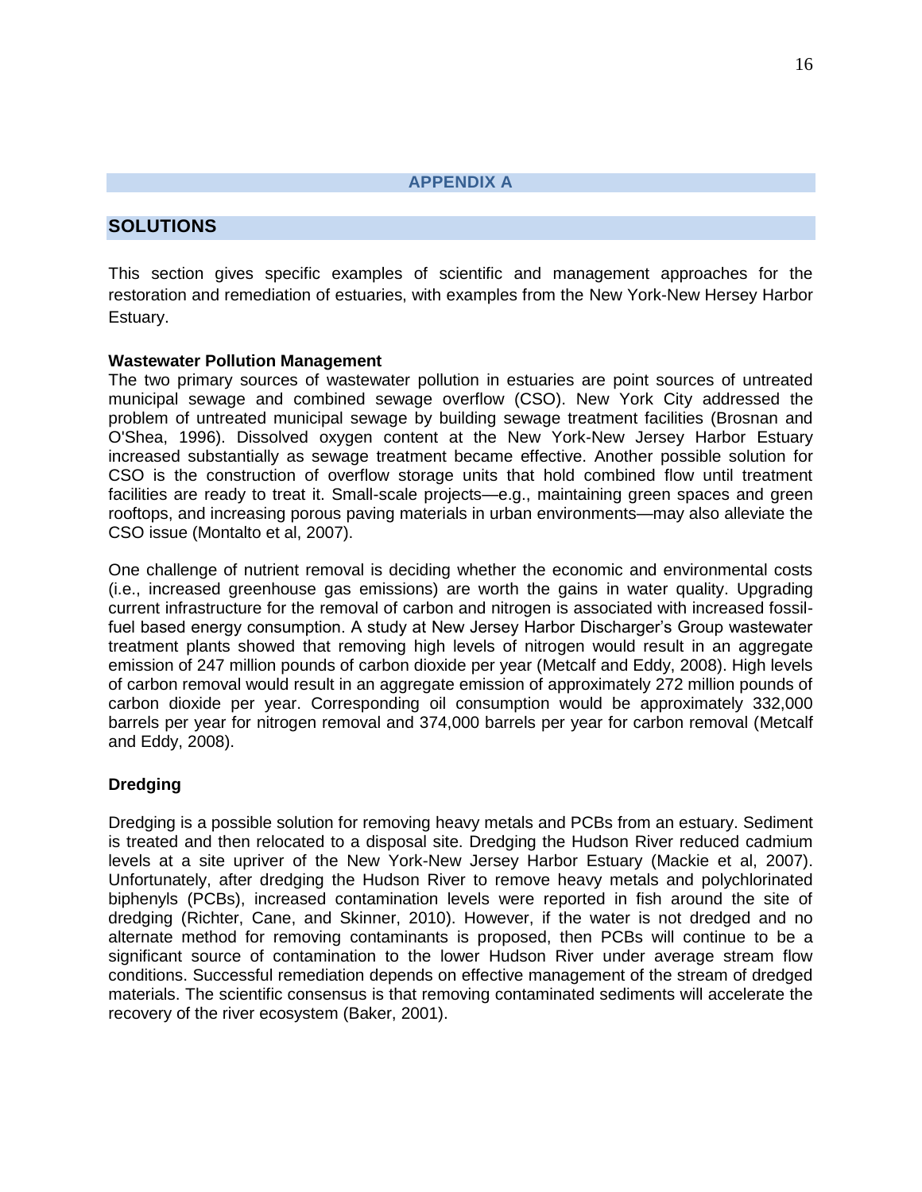# APPENDIX A

## SOLUTIONS

This section gives specific examples of scientific and management approaches for the restoration and remediation of estuaries, with examples from the New York-New Hersey Harbor Estuary.

**Wastewater Pollution Management**

The two primary sources of wastewater pollution in estuaries are point sources of untreated municipal sewage and combined sewage overflow (CSO). New York City addressed the problem of untreated municipal sewage by building sewage treatment facilities (Brosnan and O'Shea, 1996). Dissolved oxygen content at the New York-New Jersey Harbor Estuary increased substantially as sewage treatment became effective. Another possible solution for CSO is the construction of overflow storage units that hold combined flow until treatment facilities are ready to treat it. Small-scale projects—e.g., maintaining green spaces and green rooftops, and increasing porous paving materials in urban environments—may also alleviate the CSO issue (Montalto et al, 2007).

One challenge of nutrient removal is deciding whether the economic and environmental costs (i.e., increased greenhouse gas emissions) are worth the gains in water quality. Upgrading current infrastructure for the removal of carbon and nitrogen is associated with increased fossil-fuel based energy consumption. A study at New Jersey Harbor Discharger's Group wastewater treatment plants showed that removing high levels of nitrogen would result in an aggregate emission of 247 million pounds of carbon dioxide per year (Metcalf and Eddy, 2008). High levels of carbon removal would result in an aggregate emission of approximately 272 million pounds of carbon dioxide per year. Corresponding oil consumption would be approximately 332,000 barrels per year for nitrogen removal and 374,000 barrels per year for carbon removal (Metcalf and Eddy, 2008).

**Dredging**

Dredging is a possible solution for removing heavy metals and PCBs from an estuary. Sediment is treated and then relocated to a disposal site. Dredging the Hudson River reduced cadmium levels at a site upriver of the New York-New Jersey Harbor Estuary (Mackie et al, 2007). Unfortunately, after dredging the Hudson River to remove heavy metals and polychlorinated biphenyls (PCBs), increased contamination levels were reported in fish around the site of dredging (Richter, Cane, and Skinner, 2010). However, if the water is not dredged and no alternate method for removing contaminants is proposed, then PCBs will continue to be a significant source of contamination to the lower Hudson River under average stream flow conditions. Successful remediation depends on effective management of the stream of dredged materials. The scientific consensus is that removing contaminated sediments will accelerate the recovery of the river ecosystem (Baker, 2001).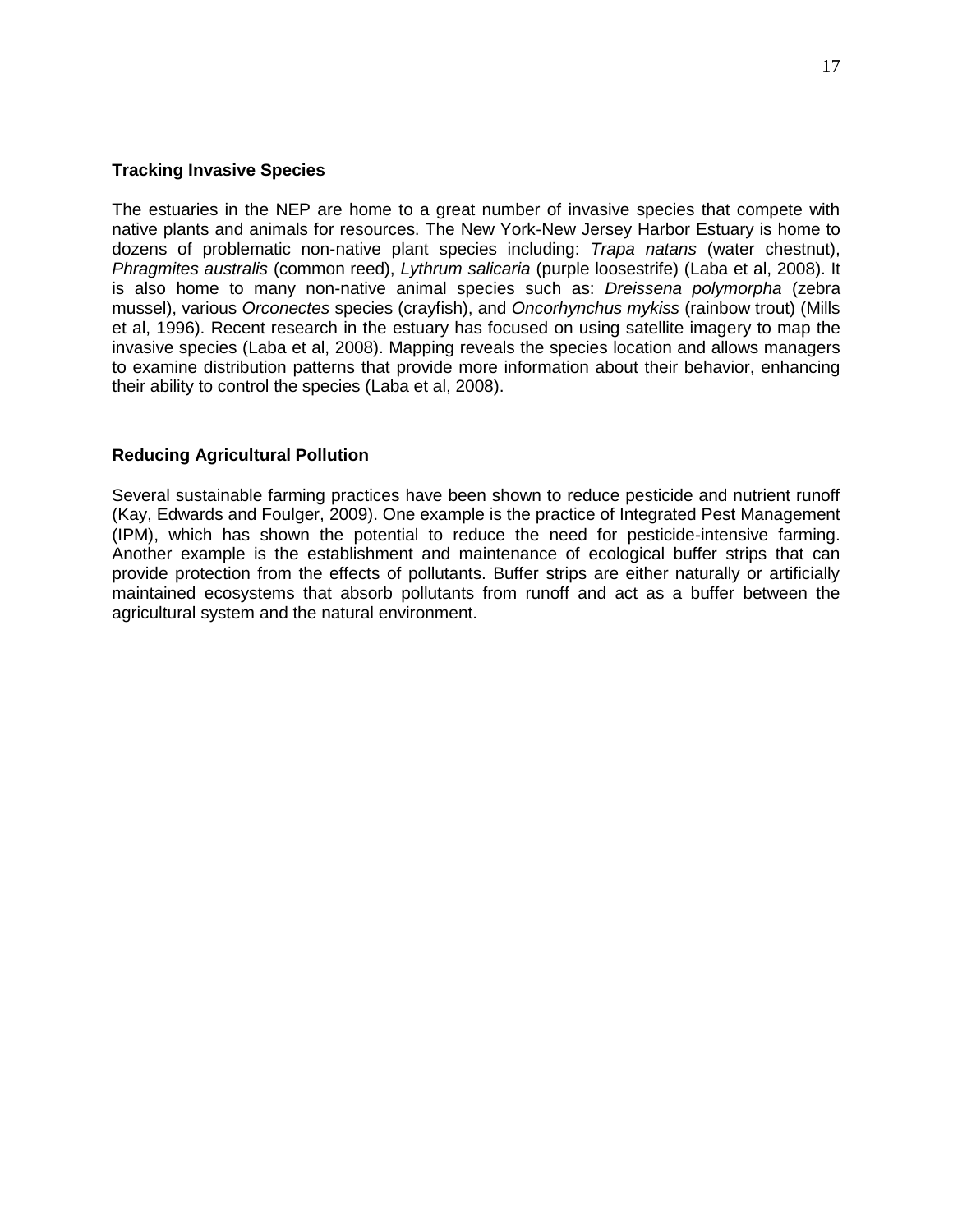### Tracking Invasive Species

The estuaries in the NEP are home to a great number of invasive species that compete with native plants and animals for resources. The New York-New Jersey Harbor Estuary is home to dozens of problematic non-native plant species including: *Trapa natans* (water chestnut), *Phragmites australis* (common reed), *Lythrum salicaria* (purple loosestrife) (Laba et al, 2008). It is also home to many non-native animal species such as: *Dreissena polymorpha* (zebra mussel), various *Orconectes* species (crayfish), and *Oncorhynchus mykiss* (rainbow trout) (Mills et al, 1996). Recent research in the estuary has focused on using satellite imagery to map the invasive species (Laba et al, 2008). Mapping reveals the species location and allows managers to examine distribution patterns that provide more information about their behavior, enhancing their ability to control the species (Laba et al, 2008).

### Reducing Agricultural Pollution

Several sustainable farming practices have been shown to reduce pesticide and nutrient runoff (Kay, Edwards and Foulger, 2009). One example is the practice of Integrated Pest Management (IPM), which has shown the potential to reduce the need for pesticide-intensive farming. Another example is the establishment and maintenance of ecological buffer strips that can provide protection from the effects of pollutants. Buffer strips are either naturally or artificially maintained ecosystems that absorb pollutants from runoff and act as a buffer between the agricultural system and the natural environment.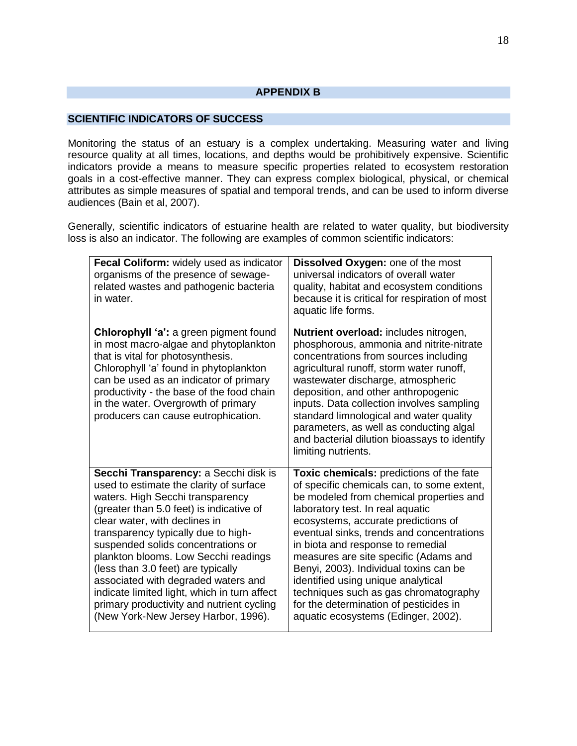## APPENDIX B

### SCIENTIFIC INDICATORS OF SUCCESS

Monitoring the status of an estuary is a complex undertaking. Measuring water and living resource quality at all times, locations, and depths would be prohibitively expensive. Scientific indicators provide a means to measure specific properties related to ecosystem restoration goals in a cost-effective manner. They can express complex biological, physical, or chemical attributes as simple measures of spatial and temporal trends, and can be used to inform diverse audiences (Bain et al, 2007).

Generally, scientific indicators of estuarine health are related to water quality, but biodiversity loss is also an indicator. The following are examples of common scientific indicators:

| | |
|---|---|
| **Fecal Coliform:** widely used as indicator organisms of the presence of sewage-related wastes and pathogenic bacteria in water. | **Dissolved Oxygen:** one of the most universal indicators of overall water quality, habitat and ecosystem conditions because it is critical for respiration of most aquatic life forms. |
| **Chlorophyll 'a':** a green pigment found in most macro-algae and phytoplankton that is vital for photosynthesis. Chlorophyll 'a' found in phytoplankton can be used as an indicator of primary productivity - the base of the food chain in the water. Overgrowth of primary producers can cause eutrophication. | **Nutrient overload:** includes nitrogen, phosphorous, ammonia and nitrite-nitrate concentrations from sources including agricultural runoff, storm water runoff, wastewater discharge, atmospheric deposition, and other anthropogenic inputs. Data collection involves sampling standard limnological and water quality parameters, as well as conducting algal and bacterial dilution bioassays to identify limiting nutrients. |
| **Secchi Transparency:** a Secchi disk is used to estimate the clarity of surface waters. High Secchi transparency (greater than 5.0 feet) is indicative of clear water, with declines in transparency typically due to high-suspended solids concentrations or plankton blooms. Low Secchi readings (less than 3.0 feet) are typically associated with degraded waters and indicate limited light, which in turn affect primary productivity and nutrient cycling (New York-New Jersey Harbor, 1996). | **Toxic chemicals:** predictions of the fate of specific chemicals can, to some extent, be modeled from chemical properties and laboratory test. In real aquatic ecosystems, accurate predictions of eventual sinks, trends and concentrations in biota and response to remedial measures are site specific (Adams and Benyi, 2003). Individual toxins can be identified using unique analytical techniques such as gas chromatography for the determination of pesticides in aquatic ecosystems (Edinger, 2002). |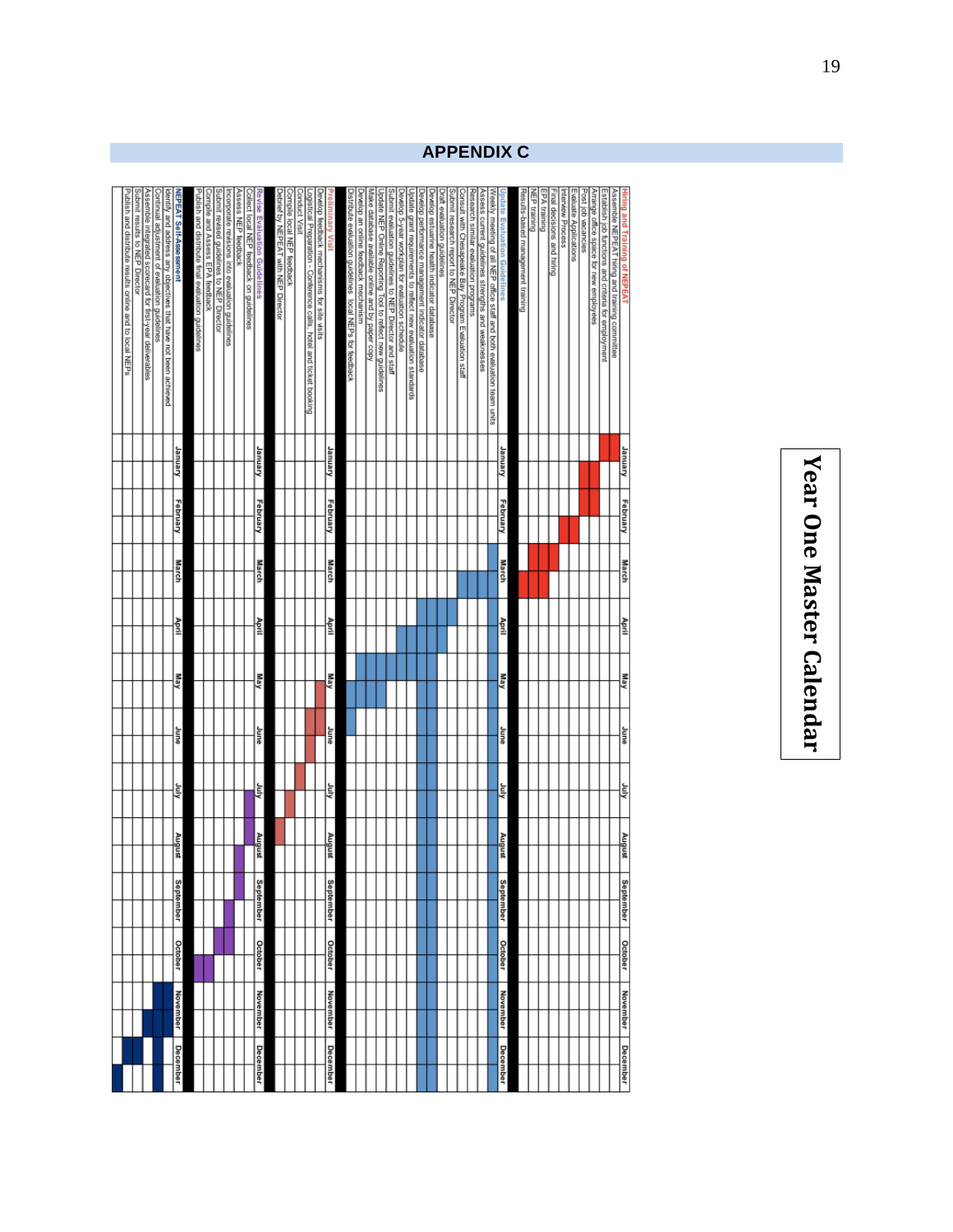## APPENDIX C

# Year One Master Calendar

| Task | January | February | March | April | May | June | July | August | September | October | November | December |
|---|---|---|---|---|---|---|---|---|---|---|---|---|
| **Hiring and Training of NEPEAT** | | | | | | | | | | | | |
| Assemble NEPEAT hiring and training committee | X | | | | | | | | | | | |
| Establish job functions and criteria for employment | X | | | | | | | | | | | |
| Arrange office space for new employees | X | X | | | | | | | | | | |
| Post job vacancies | X | X | | | | | | | | | | |
| Evaluate Applications | | X | | | | | | | | | | |
| Interview Process | | X | | | | | | | | | | |
| Final decisions and hiring | | | X | | | | | | | | | |
| EPA training | | | X | | | | | | | | | |
| NEP training | | | X | | | | | | | | | |
| Results-based management training | | | X | | | | | | | | | |
| **Update Evaluation Guidelines** | January | February | March | April | May | June | July | August | September | October | November | December |
| Weekly meeting of all NEP office staff and both evaluation team units | | | X | X | X | X | X | X | X | X | X | X |
| Assess current guidelines strengths and weaknesses | | | X | | | | | | | | | |
| Research similar evaluation programs | | | X | | | | | | | | | |
| Consult with Chesapeake Bay Program Evaluation staff | | | X | | | | | | | | | |
| Submit research report to NEP Director | | | | X | | | | | | | | |
| Draft evaluation guidelines | | | | X | | | | | | | | |
| Develop estuarine health indicator database | | | | X | X | X | X | X | X | X | X | X |
| Develop performance management indicator database | | | | X | X | X | X | X | X | X | X | X |
| Update grant requirements to reflect new evaluation standards | | | | X | X | | | | | | | |
| Develop 5-year workplan for evaluation schedule | | | | X | X | | | | | | | |
| Submit evaluation guidelines to NEP Director and staff | | | | | X | | | | | | | |
| Update NEP Online Reporting Tool to reflect new guidelines | | | | | X | | | | | | | |
| Make database available online and by paper copy | | | | | X | | | | | | | |
| Develop an online feedback mechanism | | | | | X | X | | | | | | |
| Distribute evaluation guidelines local NEPs for feedback | | | | | | X | | | | | | |
| **Preliminary Visit** | January | February | March | April | May | June | July | August | September | October | November | December |
| Develop feedback mechanisms for site visits | | | | | X | | | | | | | |
| Logistical Preparation - Conference calls, hotel and ticket booking | | | | | | X | | | | | | |
| Conduct Visit | | | | | | X | X | | | | | |
| Compile local NEP feedback | | | | | | | X | | | | | |
| Debrief by NEPEAT with NEP Director | | | | | | | | X | | | | |
| **Revise Evaluation Guidelines** | January | February | March | April | May | June | July | August | September | October | November | December |
| Collect local NEP feedback on guidelines | | | | | | | X | X | | | | |
| Assess NEP feedback | | | | | | | | X | X | | | |
| Incorporate revisions into evaluation guidelines | | | | | | | | | X | | | |
| Submit revised guidelines to NEP Director | | | | | | | | | X | X | | |
| Compile and Assess EPA feedback | | | | | | | | | | X | | |
| Publish and distribute final evaluation guidelines | | | | | | | | | | X | | |
| **NEPEAT Self-Assessment** | January | February | March | April | May | June | July | August | September | October | November | December |
| Identify and address any objectives that have not been achieved | | | | | | | | | | | X | X |
| Continual adjustment of evaluation guidelines | | | | | | | | | | | X | X |
| Assemble integrated scorecard for first-year deliverables | | | | | | | | | | | X | |
| Submit results to NEP Director | | | | | | | | | | | | X |
| Publish and distribute results online and to local NEPs | | | | | | | | | | | | X |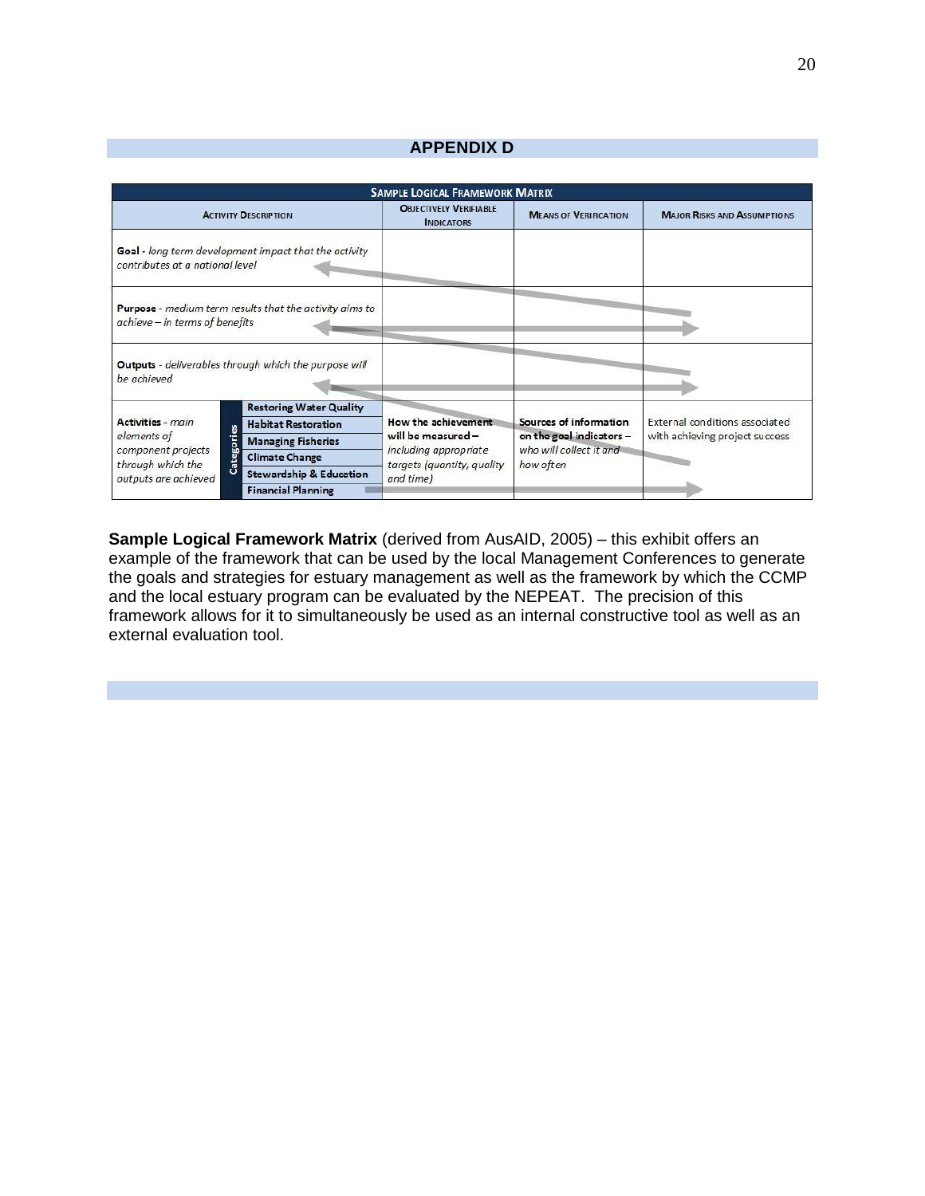## APPENDIX D

| SAMPLE LOGICAL FRAMEWORK MATRIX | | | | | |
|---|---|---|---|---|---|
| ACTIVITY DESCRIPTION | | | OBJECTIVELY VERIFIABLE INDICATORS | MEANS OF VERIFICATION | MAJOR RISKS AND ASSUMPTIONS |
| **Goal** - *long term development impact that the activity contributes at a national level* | | | | | |
| **Purpose** - *medium term results that the activity aims to achieve – in terms of benefits* | | | | | |
| **Outputs** - *deliverables through which the purpose will be achieved* | | | | | |
| **Activities** - *main elements of component projects through which the outputs are achieved* | Categories | Restoring Water Quality | **How the achievement will be measured** – *including appropriate targets (quantity, quality and time)* | **Sources of information on the goal indicators** – *who will collect it and how often* | External conditions associated with achieving project success |
| | | Habitat Restoration | | | |
| | | Managing Fisheries | | | |
| | | Climate Change | | | |
| | | Stewardship & Education | | | |
| | | Financial Planning | | | |

**Sample Logical Framework Matrix** (derived from AusAID, 2005) – this exhibit offers an example of the framework that can be used by the local Management Conferences to generate the goals and strategies for estuary management as well as the framework by which the CCMP and the local estuary program can be evaluated by the NEPEAT. The precision of this framework allows for it to simultaneously be used as an internal constructive tool as well as an external evaluation tool.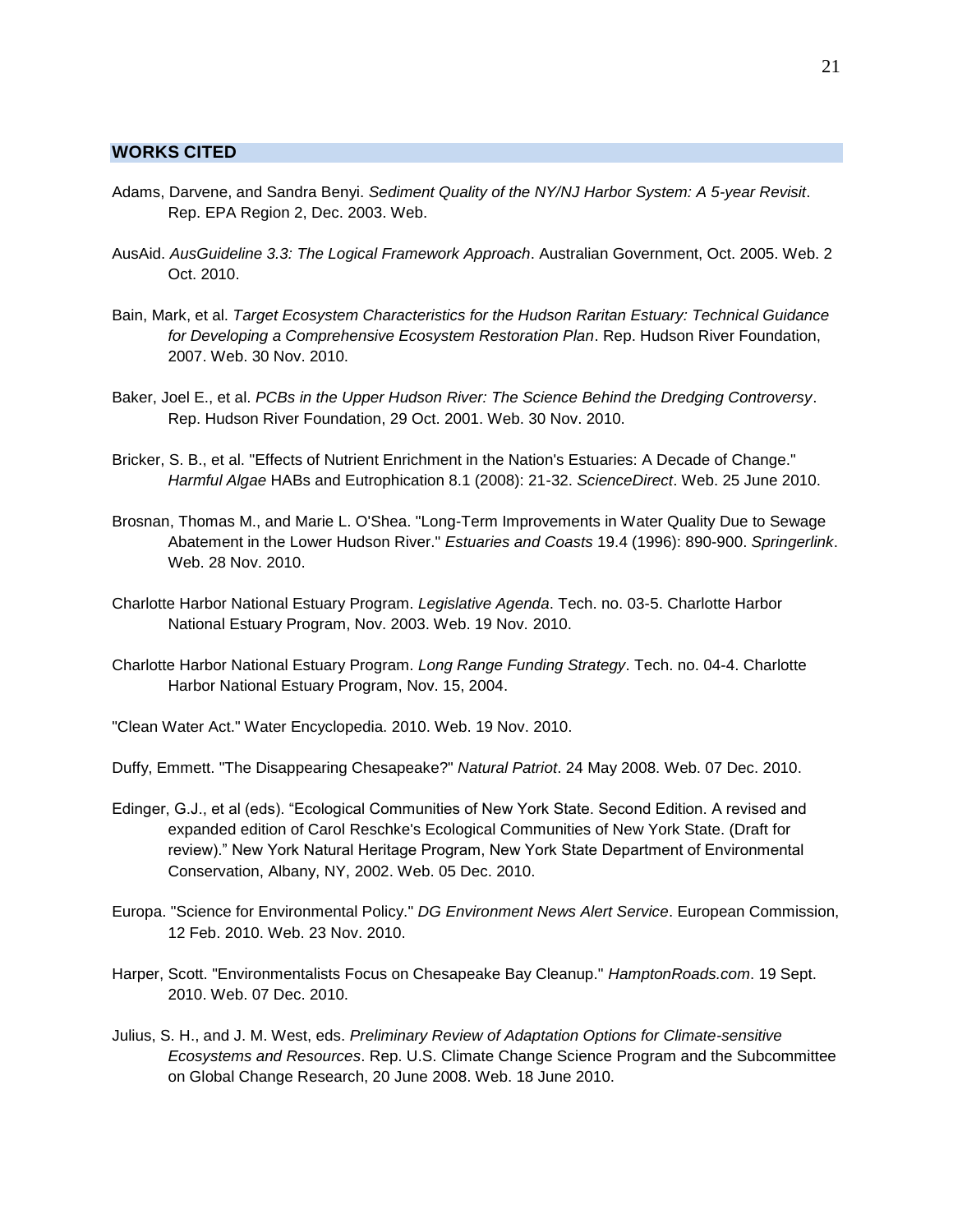## WORKS CITED

Adams, Darvene, and Sandra Benyi. *Sediment Quality of the NY/NJ Harbor System: A 5-year Revisit*. Rep. EPA Region 2, Dec. 2003. Web.

AusAid. *AusGuideline 3.3: The Logical Framework Approach*. Australian Government, Oct. 2005. Web. 2 Oct. 2010.

Bain, Mark, et al. *Target Ecosystem Characteristics for the Hudson Raritan Estuary: Technical Guidance for Developing a Comprehensive Ecosystem Restoration Plan*. Rep. Hudson River Foundation, 2007. Web. 30 Nov. 2010.

Baker, Joel E., et al. *PCBs in the Upper Hudson River: The Science Behind the Dredging Controversy*. Rep. Hudson River Foundation, 29 Oct. 2001. Web. 30 Nov. 2010.

Bricker, S. B., et al. "Effects of Nutrient Enrichment in the Nation's Estuaries: A Decade of Change." *Harmful Algae* HABs and Eutrophication 8.1 (2008): 21-32. *ScienceDirect*. Web. 25 June 2010.

Brosnan, Thomas M., and Marie L. O'Shea. "Long-Term Improvements in Water Quality Due to Sewage Abatement in the Lower Hudson River." *Estuaries and Coasts* 19.4 (1996): 890-900. *Springerlink*. Web. 28 Nov. 2010.

Charlotte Harbor National Estuary Program. *Legislative Agenda*. Tech. no. 03-5. Charlotte Harbor National Estuary Program, Nov. 2003. Web. 19 Nov. 2010.

Charlotte Harbor National Estuary Program. *Long Range Funding Strategy*. Tech. no. 04-4. Charlotte Harbor National Estuary Program, Nov. 15, 2004.

"Clean Water Act." Water Encyclopedia. 2010. Web. 19 Nov. 2010.

Duffy, Emmett. "The Disappearing Chesapeake?" *Natural Patriot*. 24 May 2008. Web. 07 Dec. 2010.

Edinger, G.J., et al (eds). "Ecological Communities of New York State. Second Edition. A revised and expanded edition of Carol Reschke's Ecological Communities of New York State. (Draft for review)." New York Natural Heritage Program, New York State Department of Environmental Conservation, Albany, NY, 2002. Web. 05 Dec. 2010.

Europa. "Science for Environmental Policy." *DG Environment News Alert Service*. European Commission, 12 Feb. 2010. Web. 23 Nov. 2010.

Harper, Scott. "Environmentalists Focus on Chesapeake Bay Cleanup." *HamptonRoads.com*. 19 Sept. 2010. Web. 07 Dec. 2010.

Julius, S. H., and J. M. West, eds. *Preliminary Review of Adaptation Options for Climate-sensitive Ecosystems and Resources*. Rep. U.S. Climate Change Science Program and the Subcommittee on Global Change Research, 20 June 2008. Web. 18 June 2010.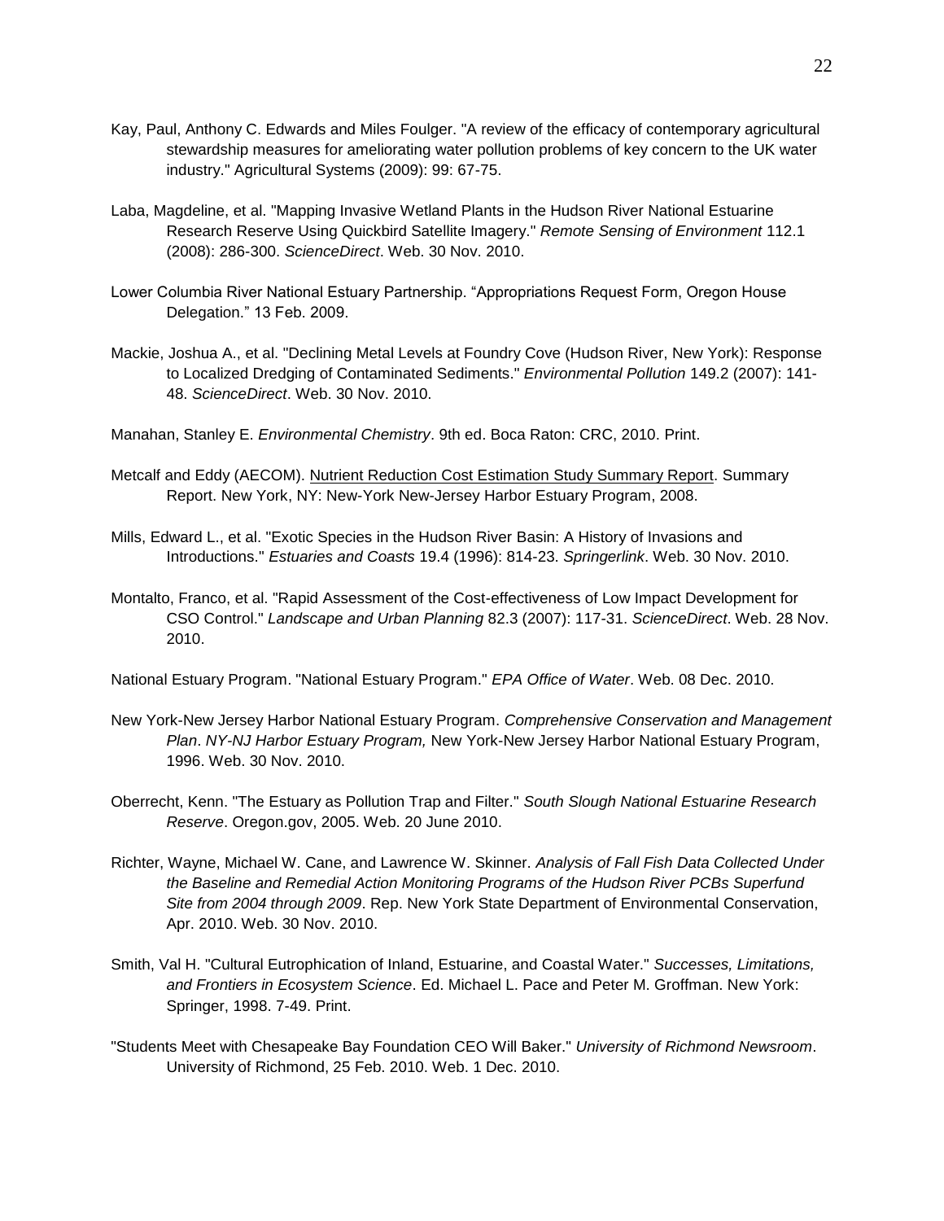Kay, Paul, Anthony C. Edwards and Miles Foulger. "A review of the efficacy of contemporary agricultural stewardship measures for ameliorating water pollution problems of key concern to the UK water industry." Agricultural Systems (2009): 99: 67-75.

Laba, Magdeline, et al. "Mapping Invasive Wetland Plants in the Hudson River National Estuarine Research Reserve Using Quickbird Satellite Imagery." *Remote Sensing of Environment* 112.1 (2008): 286-300. *ScienceDirect*. Web. 30 Nov. 2010.

Lower Columbia River National Estuary Partnership. "Appropriations Request Form, Oregon House Delegation." 13 Feb. 2009.

Mackie, Joshua A., et al. "Declining Metal Levels at Foundry Cove (Hudson River, New York): Response to Localized Dredging of Contaminated Sediments." *Environmental Pollution* 149.2 (2007): 141-48. *ScienceDirect*. Web. 30 Nov. 2010.

Manahan, Stanley E. *Environmental Chemistry*. 9th ed. Boca Raton: CRC, 2010. Print.

Metcalf and Eddy (AECOM). Nutrient Reduction Cost Estimation Study Summary Report. Summary Report. New York, NY: New-York New-Jersey Harbor Estuary Program, 2008.

Mills, Edward L., et al. "Exotic Species in the Hudson River Basin: A History of Invasions and Introductions." *Estuaries and Coasts* 19.4 (1996): 814-23. *Springerlink*. Web. 30 Nov. 2010.

Montalto, Franco, et al. "Rapid Assessment of the Cost-effectiveness of Low Impact Development for CSO Control." *Landscape and Urban Planning* 82.3 (2007): 117-31. *ScienceDirect*. Web. 28 Nov. 2010.

National Estuary Program. "National Estuary Program." *EPA Office of Water*. Web. 08 Dec. 2010.

New York-New Jersey Harbor National Estuary Program. *Comprehensive Conservation and Management Plan*. *NY-NJ Harbor Estuary Program,* New York-New Jersey Harbor National Estuary Program, 1996. Web. 30 Nov. 2010.

Oberrecht, Kenn. "The Estuary as Pollution Trap and Filter." *South Slough National Estuarine Research Reserve*. Oregon.gov, 2005. Web. 20 June 2010.

Richter, Wayne, Michael W. Cane, and Lawrence W. Skinner. *Analysis of Fall Fish Data Collected Under the Baseline and Remedial Action Monitoring Programs of the Hudson River PCBs Superfund Site from 2004 through 2009*. Rep. New York State Department of Environmental Conservation, Apr. 2010. Web. 30 Nov. 2010.

Smith, Val H. "Cultural Eutrophication of Inland, Estuarine, and Coastal Water." *Successes, Limitations, and Frontiers in Ecosystem Science*. Ed. Michael L. Pace and Peter M. Groffman. New York: Springer, 1998. 7-49. Print.

"Students Meet with Chesapeake Bay Foundation CEO Will Baker." *University of Richmond Newsroom*. University of Richmond, 25 Feb. 2010. Web. 1 Dec. 2010.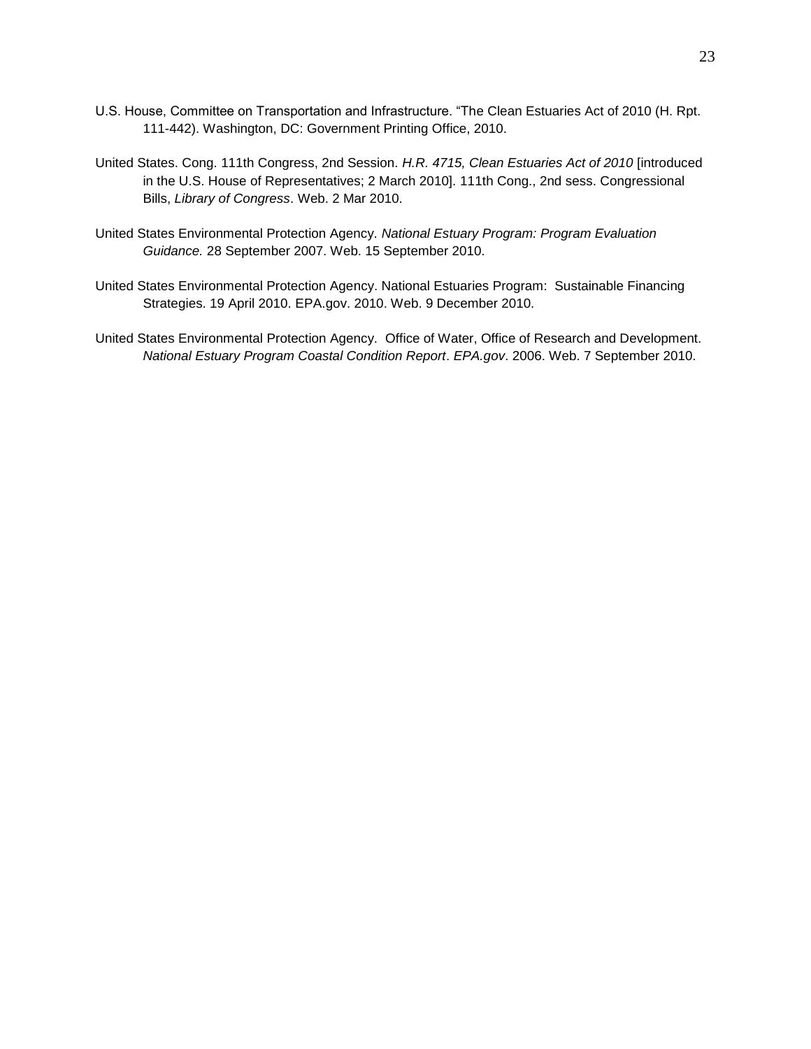U.S. House, Committee on Transportation and Infrastructure. "The Clean Estuaries Act of 2010 (H. Rpt. 111-442). Washington, DC: Government Printing Office, 2010.

United States. Cong. 111th Congress, 2nd Session. *H.R. 4715, Clean Estuaries Act of 2010* [introduced in the U.S. House of Representatives; 2 March 2010]. 111th Cong., 2nd sess. Congressional Bills, *Library of Congress*. Web. 2 Mar 2010.

United States Environmental Protection Agency. *National Estuary Program: Program Evaluation Guidance.* 28 September 2007. Web. 15 September 2010.

United States Environmental Protection Agency. National Estuaries Program: Sustainable Financing Strategies. 19 April 2010. EPA.gov. 2010. Web. 9 December 2010.

United States Environmental Protection Agency. Office of Water, Office of Research and Development. *National Estuary Program Coastal Condition Report*. *EPA.gov*. 2006. Web. 7 September 2010.